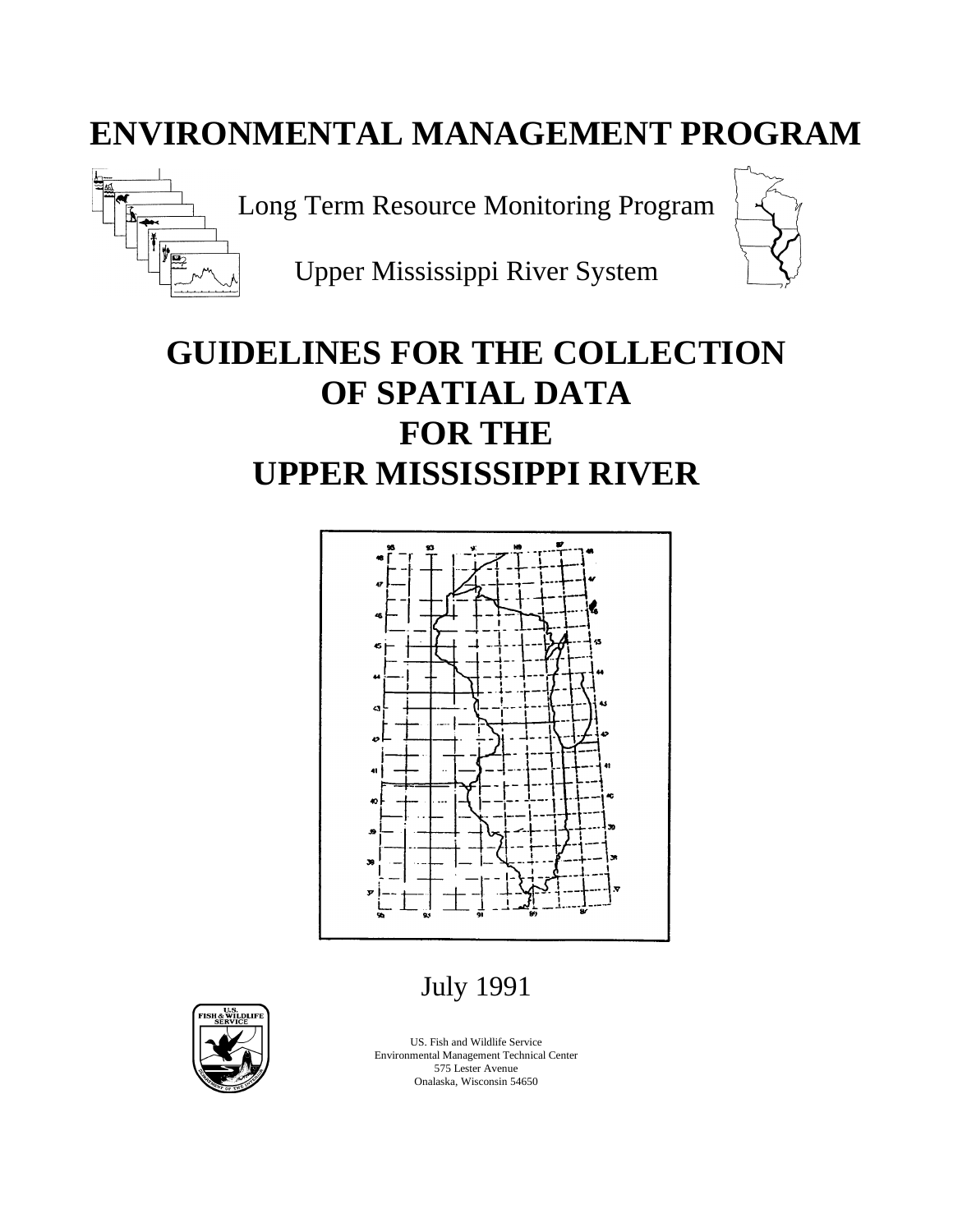# ENVIRONMENTAL MANAGEMENT PROGRAM

Long Term Resource Monitoring Program

Upper Mississippi River System

# GUIDELINES FOR THE COLLECTION OF SPATIAL DATA FOR THE UPPER MISSISSIPPI RIVER

July 1991

US. Fish and Wildlife Service
Environmental Management Technical Center
575 Lester Avenue
Onalaska, Wisconsin 54650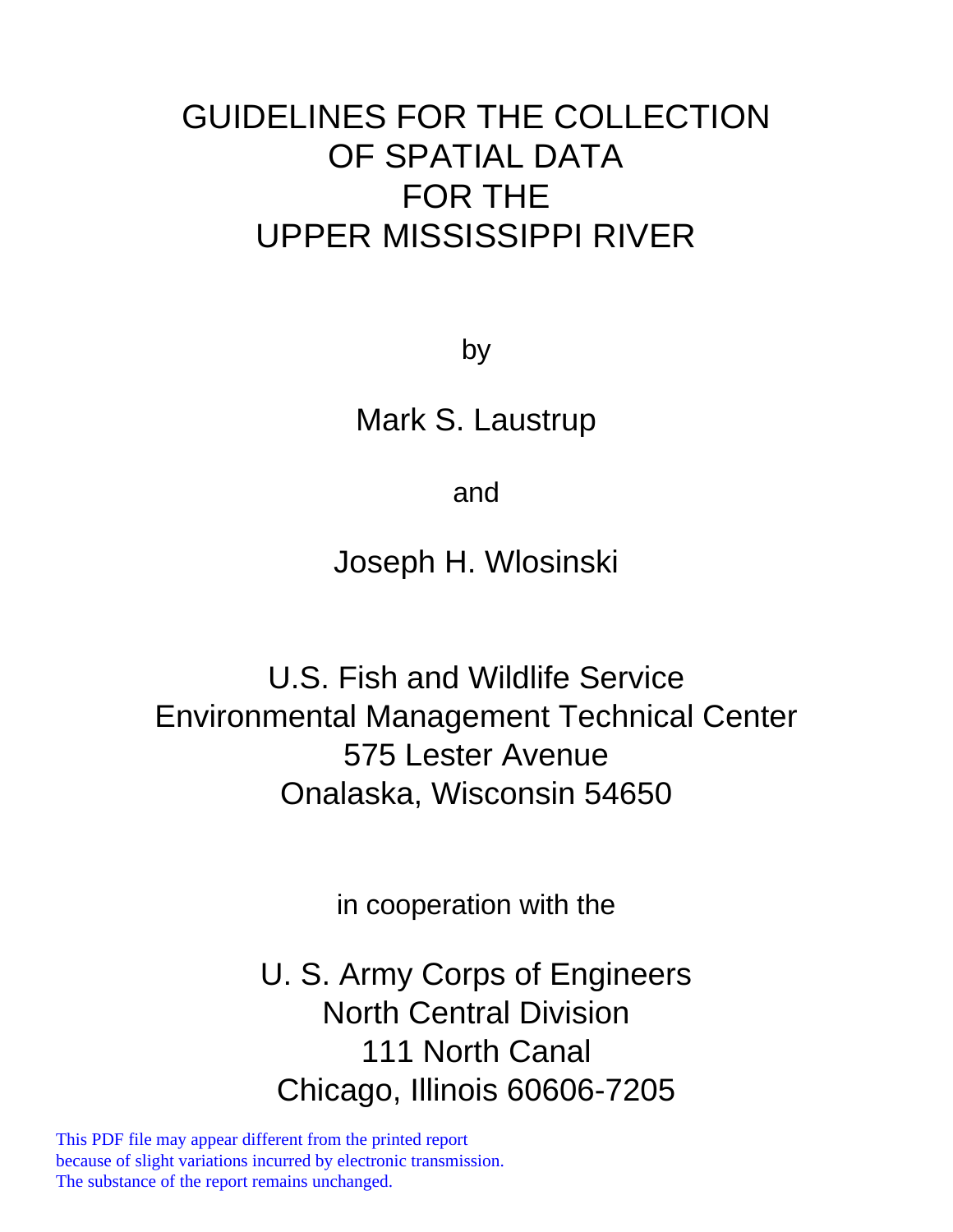# GUIDELINES FOR THE COLLECTION OF SPATIAL DATA FOR THE UPPER MISSISSIPPI RIVER

by

Mark S. Laustrup

and

Joseph H. Wlosinski

U.S. Fish and Wildlife Service
Environmental Management Technical Center
575 Lester Avenue
Onalaska, Wisconsin 54650

in cooperation with the

U. S. Army Corps of Engineers
North Central Division
111 North Canal
Chicago, Illinois 60606-7205

This PDF file may appear different from the printed report
because of slight variations incurred by electronic transmission.
The substance of the report remains unchanged.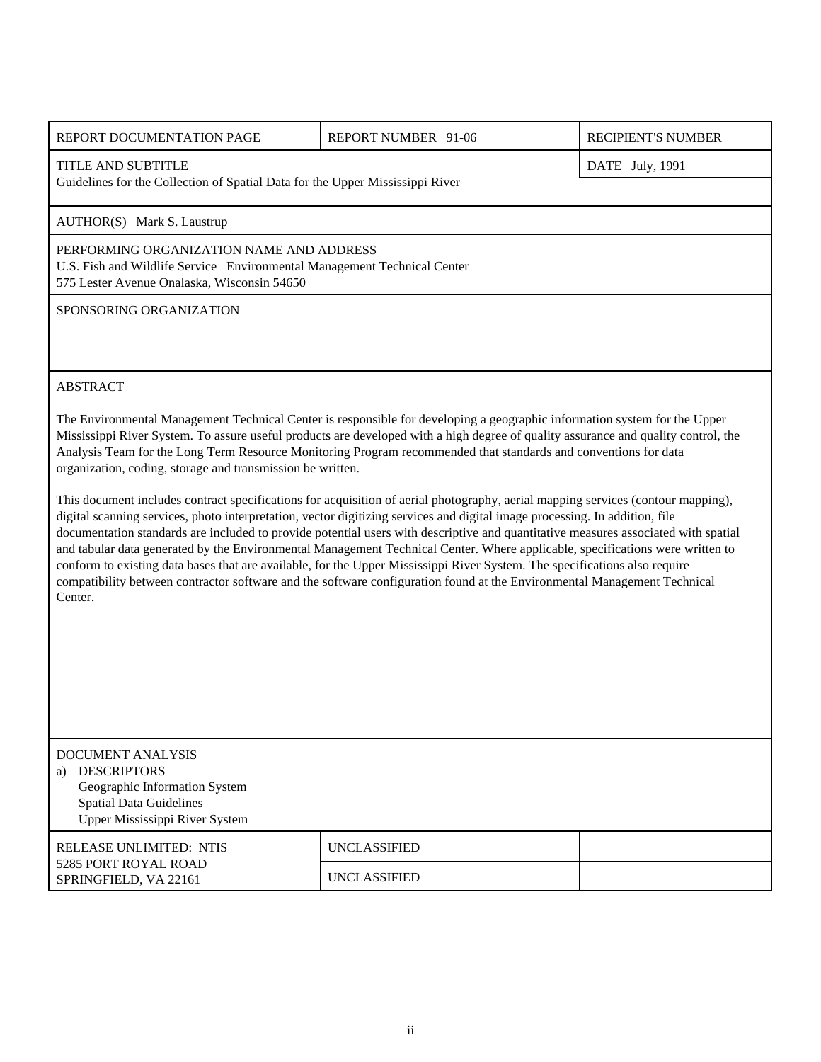| REPORT DOCUMENTATION PAGE | REPORT NUMBER 91-06 | RECIPIENT'S NUMBER |
|---|---|---|
| TITLE AND SUBTITLE<br>Guidelines for the Collection of Spatial Data for the Upper Mississippi River | | DATE July, 1991 |
| AUTHOR(S) Mark S. Laustrup | | |
| PERFORMING ORGANIZATION NAME AND ADDRESS<br>U.S. Fish and Wildlife Service Environmental Management Technical Center<br>575 Lester Avenue Onalaska, Wisconsin 54650 | | |
| SPONSORING ORGANIZATION | | |

ABSTRACT

The Environmental Management Technical Center is responsible for developing a geographic information system for the Upper Mississippi River System. To assure useful products are developed with a high degree of quality assurance and quality control, the Analysis Team for the Long Term Resource Monitoring Program recommended that standards and conventions for data organization, coding, storage and transmission be written.

This document includes contract specifications for acquisition of aerial photography, aerial mapping services (contour mapping), digital scanning services, photo interpretation, vector digitizing services and digital image processing. In addition, file documentation standards are included to provide potential users with descriptive and quantitative measures associated with spatial and tabular data generated by the Environmental Management Technical Center. Where applicable, specifications were written to conform to existing data bases that are available, for the Upper Mississippi River System. The specifications also require compatibility between contractor software and the software configuration found at the Environmental Management Technical Center.

DOCUMENT ANALYSIS

a) DESCRIPTORS
   - Geographic Information System
   - Spatial Data Guidelines
   - Upper Mississippi River System

| RELEASE UNLIMITED: NTIS<br>5285 PORT ROYAL ROAD<br>SPRINGFIELD, VA 22161 | UNCLASSIFIED | |
|---|---|---|
| | UNCLASSIFIED | |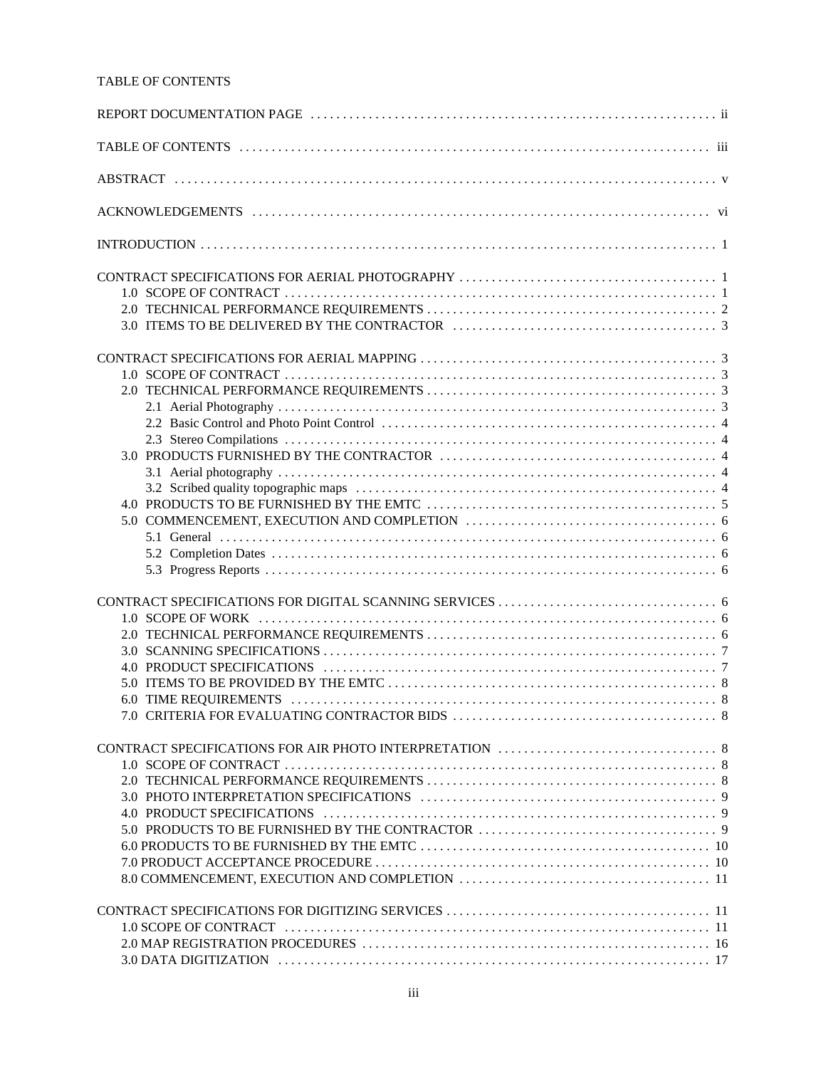TABLE OF CONTENTS

REPORT DOCUMENTATION PAGE . . . . . . . . . . . . . . . . . . . . . . . . . . . . . . . . . . . . . . . . . . . . . . . . . . . . . . . . . . . . . ii

TABLE OF CONTENTS . . . . . . . . . . . . . . . . . . . . . . . . . . . . . . . . . . . . . . . . . . . . . . . . . . . . . . . . . . . . . . . . . . . . . iii

ABSTRACT . . . . . . . . . . . . . . . . . . . . . . . . . . . . . . . . . . . . . . . . . . . . . . . . . . . . . . . . . . . . . . . . . . . . . . . . . . . . . v

ACKNOWLEDGEMENTS . . . . . . . . . . . . . . . . . . . . . . . . . . . . . . . . . . . . . . . . . . . . . . . . . . . . . . . . . . . . . . . . . vi

INTRODUCTION . . . . . . . . . . . . . . . . . . . . . . . . . . . . . . . . . . . . . . . . . . . . . . . . . . . . . . . . . . . . . . . . . . . . . . . 1

CONTRACT SPECIFICATIONS FOR AERIAL PHOTOGRAPHY . . . . . . . . . . . . . . . . . . . . . . . . . . . . . . . . . . . . . . 1
- 1.0 SCOPE OF CONTRACT . . . . . . . . . . . . . . . . . . . . . . . . . . . . . . . . . . . . . . . . . . . . . . . . . . . . . . . . . . . 1
- 2.0 TECHNICAL PERFORMANCE REQUIREMENTS . . . . . . . . . . . . . . . . . . . . . . . . . . . . . . . . . . . . . . . . . 2
- 3.0 ITEMS TO BE DELIVERED BY THE CONTRACTOR . . . . . . . . . . . . . . . . . . . . . . . . . . . . . . . . . . . . . . 3

CONTRACT SPECIFICATIONS FOR AERIAL MAPPING . . . . . . . . . . . . . . . . . . . . . . . . . . . . . . . . . . . . . . . . . . . 3
- 1.0 SCOPE OF CONTRACT . . . . . . . . . . . . . . . . . . . . . . . . . . . . . . . . . . . . . . . . . . . . . . . . . . . . . . . . . . . 3
- 2.0 TECHNICAL PERFORMANCE REQUIREMENTS . . . . . . . . . . . . . . . . . . . . . . . . . . . . . . . . . . . . . . . . . 3
  - 2.1 Aerial Photography . . . . . . . . . . . . . . . . . . . . . . . . . . . . . . . . . . . . . . . . . . . . . . . . . . . . . . . . . . 3
  - 2.2 Basic Control and Photo Point Control . . . . . . . . . . . . . . . . . . . . . . . . . . . . . . . . . . . . . . . . . . . . 4
  - 2.3 Stereo Compilations . . . . . . . . . . . . . . . . . . . . . . . . . . . . . . . . . . . . . . . . . . . . . . . . . . . . . . . . . 4
- 3.0 PRODUCTS FURNISHED BY THE CONTRACTOR . . . . . . . . . . . . . . . . . . . . . . . . . . . . . . . . . . . . . . . 4
  - 3.1 Aerial photography . . . . . . . . . . . . . . . . . . . . . . . . . . . . . . . . . . . . . . . . . . . . . . . . . . . . . . . . . . 4
  - 3.2 Scribed quality topographic maps . . . . . . . . . . . . . . . . . . . . . . . . . . . . . . . . . . . . . . . . . . . . . . . 4
- 4.0 PRODUCTS TO BE FURNISHED BY THE EMTC . . . . . . . . . . . . . . . . . . . . . . . . . . . . . . . . . . . . . . . . . 5
- 5.0 COMMENCEMENT, EXECUTION AND COMPLETION . . . . . . . . . . . . . . . . . . . . . . . . . . . . . . . . . . . . 6
  - 5.1 General . . . . . . . . . . . . . . . . . . . . . . . . . . . . . . . . . . . . . . . . . . . . . . . . . . . . . . . . . . . . . . . . . . 6
  - 5.2 Completion Dates . . . . . . . . . . . . . . . . . . . . . . . . . . . . . . . . . . . . . . . . . . . . . . . . . . . . . . . . . . 6
  - 5.3 Progress Reports . . . . . . . . . . . . . . . . . . . . . . . . . . . . . . . . . . . . . . . . . . . . . . . . . . . . . . . . . . . 6

CONTRACT SPECIFICATIONS FOR DIGITAL SCANNING SERVICES . . . . . . . . . . . . . . . . . . . . . . . . . . . . . . . . . . 6
- 1.0 SCOPE OF WORK . . . . . . . . . . . . . . . . . . . . . . . . . . . . . . . . . . . . . . . . . . . . . . . . . . . . . . . . . . . . . . 6
- 2.0 TECHNICAL PERFORMANCE REQUIREMENTS . . . . . . . . . . . . . . . . . . . . . . . . . . . . . . . . . . . . . . . . . 6
- 3.0 SCANNING SPECIFICATIONS . . . . . . . . . . . . . . . . . . . . . . . . . . . . . . . . . . . . . . . . . . . . . . . . . . . . . . 7
- 4.0 PRODUCT SPECIFICATIONS . . . . . . . . . . . . . . . . . . . . . . . . . . . . . . . . . . . . . . . . . . . . . . . . . . . . . . 7
- 5.0 ITEMS TO BE PROVIDED BY THE EMTC . . . . . . . . . . . . . . . . . . . . . . . . . . . . . . . . . . . . . . . . . . . . . 8
- 6.0 TIME REQUIREMENTS . . . . . . . . . . . . . . . . . . . . . . . . . . . . . . . . . . . . . . . . . . . . . . . . . . . . . . . . . . 8
- 7.0 CRITERIA FOR EVALUATING CONTRACTOR BIDS . . . . . . . . . . . . . . . . . . . . . . . . . . . . . . . . . . . . . 8

CONTRACT SPECIFICATIONS FOR AIR PHOTO INTERPRETATION . . . . . . . . . . . . . . . . . . . . . . . . . . . . . . . . . 8
- 1.0 SCOPE OF CONTRACT . . . . . . . . . . . . . . . . . . . . . . . . . . . . . . . . . . . . . . . . . . . . . . . . . . . . . . . . . . . 8
- 2.0 TECHNICAL PERFORMANCE REQUIREMENTS . . . . . . . . . . . . . . . . . . . . . . . . . . . . . . . . . . . . . . . . . 8
- 3.0 PHOTO INTERPRETATION SPECIFICATIONS . . . . . . . . . . . . . . . . . . . . . . . . . . . . . . . . . . . . . . . . . . 9
- 4.0 PRODUCT SPECIFICATIONS . . . . . . . . . . . . . . . . . . . . . . . . . . . . . . . . . . . . . . . . . . . . . . . . . . . . . . 9
- 5.0 PRODUCTS TO BE FURNISHED BY THE CONTRACTOR . . . . . . . . . . . . . . . . . . . . . . . . . . . . . . . . . . . 9
- 6.0 PRODUCTS TO BE FURNISHED BY THE EMTC . . . . . . . . . . . . . . . . . . . . . . . . . . . . . . . . . . . . . . . . . 10
- 7.0 PRODUCT ACCEPTANCE PROCEDURE . . . . . . . . . . . . . . . . . . . . . . . . . . . . . . . . . . . . . . . . . . . . . . 10
- 8.0 COMMENCEMENT, EXECUTION AND COMPLETION . . . . . . . . . . . . . . . . . . . . . . . . . . . . . . . . . . . . 11

CONTRACT SPECIFICATIONS FOR DIGITIZING SERVICES . . . . . . . . . . . . . . . . . . . . . . . . . . . . . . . . . . . . . . . 11
- 1.0 SCOPE OF CONTRACT . . . . . . . . . . . . . . . . . . . . . . . . . . . . . . . . . . . . . . . . . . . . . . . . . . . . . . . . . . 11
- 2.0 MAP REGISTRATION PROCEDURES . . . . . . . . . . . . . . . . . . . . . . . . . . . . . . . . . . . . . . . . . . . . . . . . 16
- 3.0 DATA DIGITIZATION . . . . . . . . . . . . . . . . . . . . . . . . . . . . . . . . . . . . . . . . . . . . . . . . . . . . . . . . . . . . 17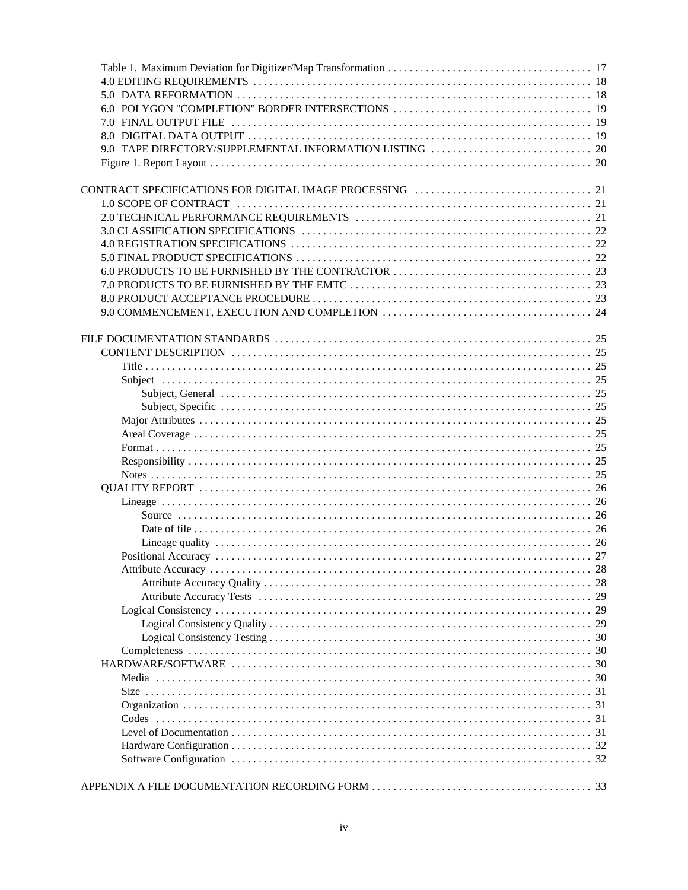Table 1. Maximum Deviation for Digitizer/Map Transformation . . . . . . . . . . . . . . . . . . . . . . . . . . . . . . . . . . . . . . 17
4.0 EDITING REQUIREMENTS . . . . . . . . . . . . . . . . . . . . . . . . . . . . . . . . . . . . . . . . . . . . . . . . . . . . . . . . . . . 18
5.0 DATA REFORMATION . . . . . . . . . . . . . . . . . . . . . . . . . . . . . . . . . . . . . . . . . . . . . . . . . . . . . . . . . . . . . 18
6.0 POLYGON "COMPLETION" BORDER INTERSECTIONS . . . . . . . . . . . . . . . . . . . . . . . . . . . . . . . . . . . 19
7.0 FINAL OUTPUT FILE . . . . . . . . . . . . . . . . . . . . . . . . . . . . . . . . . . . . . . . . . . . . . . . . . . . . . . . . . . . . . . . 19
8.0 DIGITAL DATA OUTPUT . . . . . . . . . . . . . . . . . . . . . . . . . . . . . . . . . . . . . . . . . . . . . . . . . . . . . . . . . . . . 19
9.0 TAPE DIRECTORY/SUPPLEMENTAL INFORMATION LISTING . . . . . . . . . . . . . . . . . . . . . . . . . . . . . 20
Figure 1. Report Layout . . . . . . . . . . . . . . . . . . . . . . . . . . . . . . . . . . . . . . . . . . . . . . . . . . . . . . . . . . . . . . . . 20

CONTRACT SPECIFICATIONS FOR DIGITAL IMAGE PROCESSING . . . . . . . . . . . . . . . . . . . . . . . . . . . . . . . . 21
1.0 SCOPE OF CONTRACT . . . . . . . . . . . . . . . . . . . . . . . . . . . . . . . . . . . . . . . . . . . . . . . . . . . . . . . . . . . . . . 21
2.0 TECHNICAL PERFORMANCE REQUIREMENTS . . . . . . . . . . . . . . . . . . . . . . . . . . . . . . . . . . . . . . . . . . 21
3.0 CLASSIFICATION SPECIFICATIONS . . . . . . . . . . . . . . . . . . . . . . . . . . . . . . . . . . . . . . . . . . . . . . . . . . 22
4.0 REGISTRATION SPECIFICATIONS . . . . . . . . . . . . . . . . . . . . . . . . . . . . . . . . . . . . . . . . . . . . . . . . . . . 22
5.0 FINAL PRODUCT SPECIFICATIONS . . . . . . . . . . . . . . . . . . . . . . . . . . . . . . . . . . . . . . . . . . . . . . . . . . 22
6.0 PRODUCTS TO BE FURNISHED BY THE CONTRACTOR . . . . . . . . . . . . . . . . . . . . . . . . . . . . . . . . . . 23
7.0 PRODUCTS TO BE FURNISHED BY THE EMTC . . . . . . . . . . . . . . . . . . . . . . . . . . . . . . . . . . . . . . . . . . 23
8.0 PRODUCT ACCEPTANCE PROCEDURE . . . . . . . . . . . . . . . . . . . . . . . . . . . . . . . . . . . . . . . . . . . . . . . . 23
9.0 COMMENCEMENT, EXECUTION AND COMPLETION . . . . . . . . . . . . . . . . . . . . . . . . . . . . . . . . . . . . 24

FILE DOCUMENTATION STANDARDS . . . . . . . . . . . . . . . . . . . . . . . . . . . . . . . . . . . . . . . . . . . . . . . . . . . . . . 25
CONTENT DESCRIPTION . . . . . . . . . . . . . . . . . . . . . . . . . . . . . . . . . . . . . . . . . . . . . . . . . . . . . . . . . . . . . . 25
Title . . . . . . . . . . . . . . . . . . . . . . . . . . . . . . . . . . . . . . . . . . . . . . . . . . . . . . . . . . . . . . . . . . . . . . . . . . . . . 25
Subject . . . . . . . . . . . . . . . . . . . . . . . . . . . . . . . . . . . . . . . . . . . . . . . . . . . . . . . . . . . . . . . . . . . . . . . . . . 25
Subject, General . . . . . . . . . . . . . . . . . . . . . . . . . . . . . . . . . . . . . . . . . . . . . . . . . . . . . . . . . . . . . . . 25
Subject, Specific . . . . . . . . . . . . . . . . . . . . . . . . . . . . . . . . . . . . . . . . . . . . . . . . . . . . . . . . . . . . . . . 25
Major Attributes . . . . . . . . . . . . . . . . . . . . . . . . . . . . . . . . . . . . . . . . . . . . . . . . . . . . . . . . . . . . . . . . . . 25
Areal Coverage . . . . . . . . . . . . . . . . . . . . . . . . . . . . . . . . . . . . . . . . . . . . . . . . . . . . . . . . . . . . . . . . . . . 25
Format . . . . . . . . . . . . . . . . . . . . . . . . . . . . . . . . . . . . . . . . . . . . . . . . . . . . . . . . . . . . . . . . . . . . . . . . . . 25
Responsibility . . . . . . . . . . . . . . . . . . . . . . . . . . . . . . . . . . . . . . . . . . . . . . . . . . . . . . . . . . . . . . . . . . . . 25
Notes . . . . . . . . . . . . . . . . . . . . . . . . . . . . . . . . . . . . . . . . . . . . . . . . . . . . . . . . . . . . . . . . . . . . . . . . . . . 25
QUALITY REPORT . . . . . . . . . . . . . . . . . . . . . . . . . . . . . . . . . . . . . . . . . . . . . . . . . . . . . . . . . . . . . . . . . . . 26
Lineage . . . . . . . . . . . . . . . . . . . . . . . . . . . . . . . . . . . . . . . . . . . . . . . . . . . . . . . . . . . . . . . . . . . . . . . . . 26
Source . . . . . . . . . . . . . . . . . . . . . . . . . . . . . . . . . . . . . . . . . . . . . . . . . . . . . . . . . . . . . . . . . . . . . . 26
Date of file . . . . . . . . . . . . . . . . . . . . . . . . . . . . . . . . . . . . . . . . . . . . . . . . . . . . . . . . . . . . . . . . . . . 26
Lineage quality . . . . . . . . . . . . . . . . . . . . . . . . . . . . . . . . . . . . . . . . . . . . . . . . . . . . . . . . . . . . . . . 26
Positional Accuracy . . . . . . . . . . . . . . . . . . . . . . . . . . . . . . . . . . . . . . . . . . . . . . . . . . . . . . . . . . . . . . . 27
Attribute Accuracy . . . . . . . . . . . . . . . . . . . . . . . . . . . . . . . . . . . . . . . . . . . . . . . . . . . . . . . . . . . . . . . . 28
Attribute Accuracy Quality . . . . . . . . . . . . . . . . . . . . . . . . . . . . . . . . . . . . . . . . . . . . . . . . . . . . . . 28
Attribute Accuracy Tests . . . . . . . . . . . . . . . . . . . . . . . . . . . . . . . . . . . . . . . . . . . . . . . . . . . . . . . . 29
Logical Consistency . . . . . . . . . . . . . . . . . . . . . . . . . . . . . . . . . . . . . . . . . . . . . . . . . . . . . . . . . . . . . . . 29
Logical Consistency Quality . . . . . . . . . . . . . . . . . . . . . . . . . . . . . . . . . . . . . . . . . . . . . . . . . . . . . 29
Logical Consistency Testing . . . . . . . . . . . . . . . . . . . . . . . . . . . . . . . . . . . . . . . . . . . . . . . . . . . . . 30
Completeness . . . . . . . . . . . . . . . . . . . . . . . . . . . . . . . . . . . . . . . . . . . . . . . . . . . . . . . . . . . . . . . . . . . 30
HARDWARE/SOFTWARE . . . . . . . . . . . . . . . . . . . . . . . . . . . . . . . . . . . . . . . . . . . . . . . . . . . . . . . . . . . . . 30
Media . . . . . . . . . . . . . . . . . . . . . . . . . . . . . . . . . . . . . . . . . . . . . . . . . . . . . . . . . . . . . . . . . . . . . . . . . . 30
Size . . . . . . . . . . . . . . . . . . . . . . . . . . . . . . . . . . . . . . . . . . . . . . . . . . . . . . . . . . . . . . . . . . . . . . . . . . . . 31
Organization . . . . . . . . . . . . . . . . . . . . . . . . . . . . . . . . . . . . . . . . . . . . . . . . . . . . . . . . . . . . . . . . . . . . 31
Codes . . . . . . . . . . . . . . . . . . . . . . . . . . . . . . . . . . . . . . . . . . . . . . . . . . . . . . . . . . . . . . . . . . . . . . . . . . 31
Level of Documentation . . . . . . . . . . . . . . . . . . . . . . . . . . . . . . . . . . . . . . . . . . . . . . . . . . . . . . . . . . . 31
Hardware Configuration . . . . . . . . . . . . . . . . . . . . . . . . . . . . . . . . . . . . . . . . . . . . . . . . . . . . . . . . . . . 32
Software Configuration . . . . . . . . . . . . . . . . . . . . . . . . . . . . . . . . . . . . . . . . . . . . . . . . . . . . . . . . . . . . 32

APPENDIX A FILE DOCUMENTATION RECORDING FORM . . . . . . . . . . . . . . . . . . . . . . . . . . . . . . . . . . . . . 33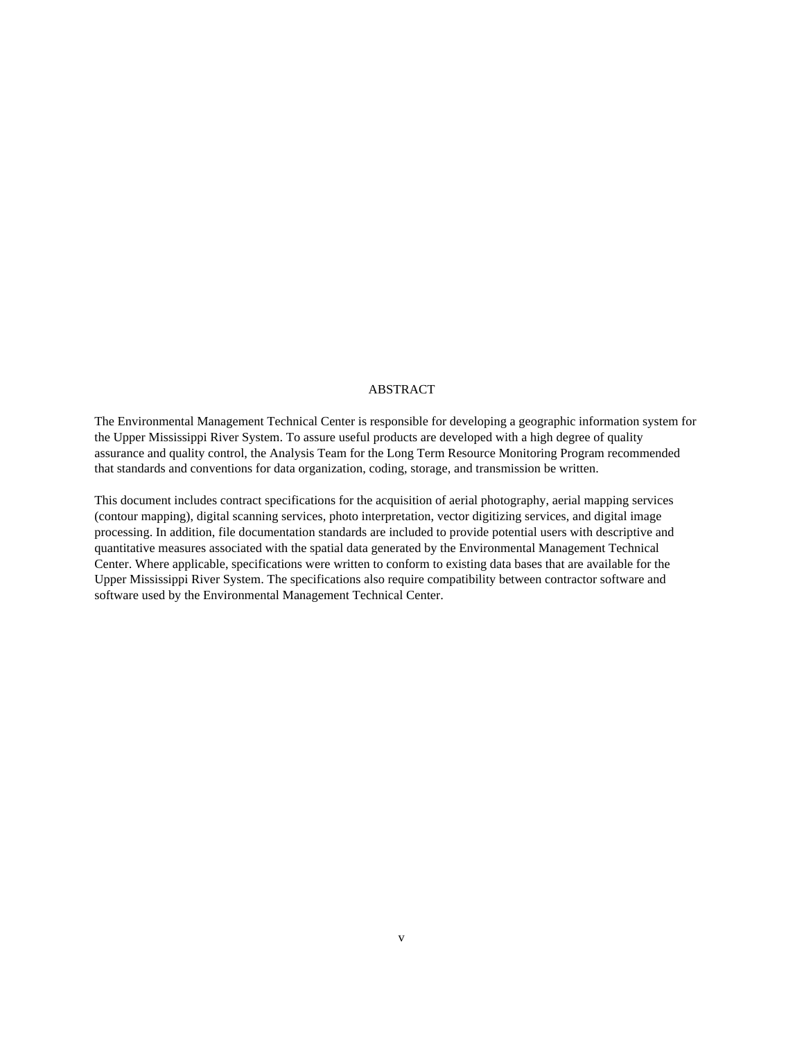# ABSTRACT

The Environmental Management Technical Center is responsible for developing a geographic information system for the Upper Mississippi River System. To assure useful products are developed with a high degree of quality assurance and quality control, the Analysis Team for the Long Term Resource Monitoring Program recommended that standards and conventions for data organization, coding, storage, and transmission be written.

This document includes contract specifications for the acquisition of aerial photography, aerial mapping services (contour mapping), digital scanning services, photo interpretation, vector digitizing services, and digital image processing. In addition, file documentation standards are included to provide potential users with descriptive and quantitative measures associated with the spatial data generated by the Environmental Management Technical Center. Where applicable, specifications were written to conform to existing data bases that are available for the Upper Mississippi River System. The specifications also require compatibility between contractor software and software used by the Environmental Management Technical Center.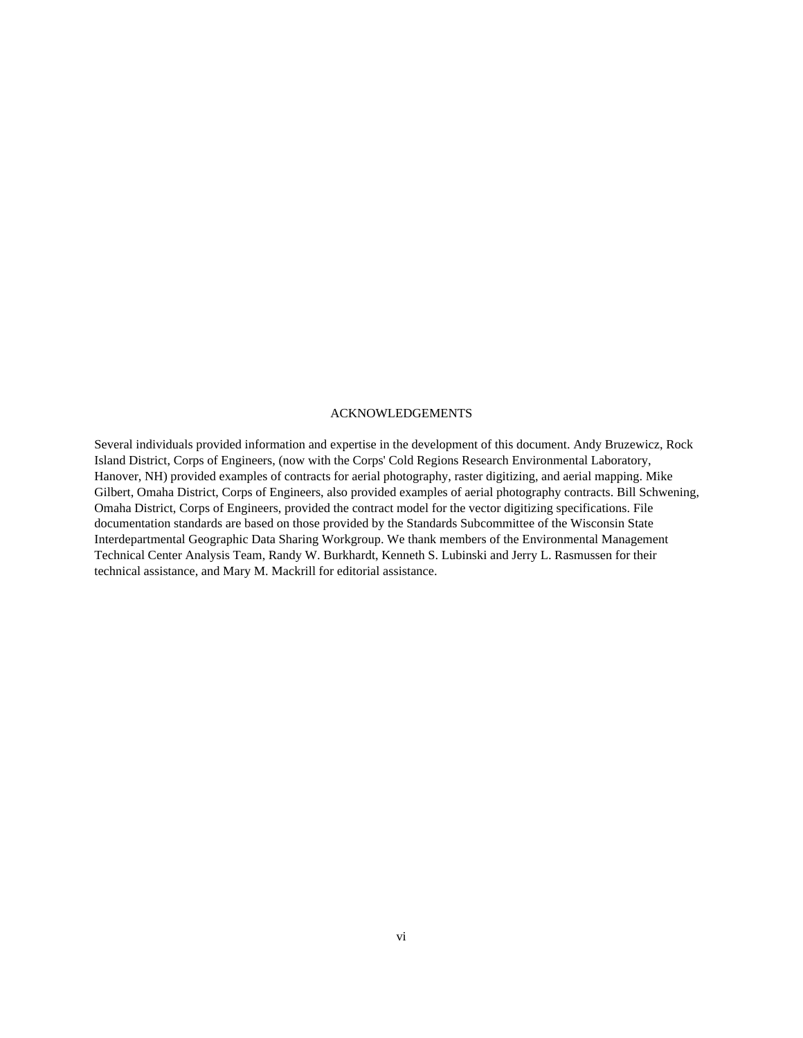# ACKNOWLEDGEMENTS

Several individuals provided information and expertise in the development of this document. Andy Bruzewicz, Rock Island District, Corps of Engineers, (now with the Corps' Cold Regions Research Environmental Laboratory, Hanover, NH) provided examples of contracts for aerial photography, raster digitizing, and aerial mapping. Mike Gilbert, Omaha District, Corps of Engineers, also provided examples of aerial photography contracts. Bill Schwening, Omaha District, Corps of Engineers, provided the contract model for the vector digitizing specifications. File documentation standards are based on those provided by the Standards Subcommittee of the Wisconsin State Interdepartmental Geographic Data Sharing Workgroup. We thank members of the Environmental Management Technical Center Analysis Team, Randy W. Burkhardt, Kenneth S. Lubinski and Jerry L. Rasmussen for their technical assistance, and Mary M. Mackrill for editorial assistance.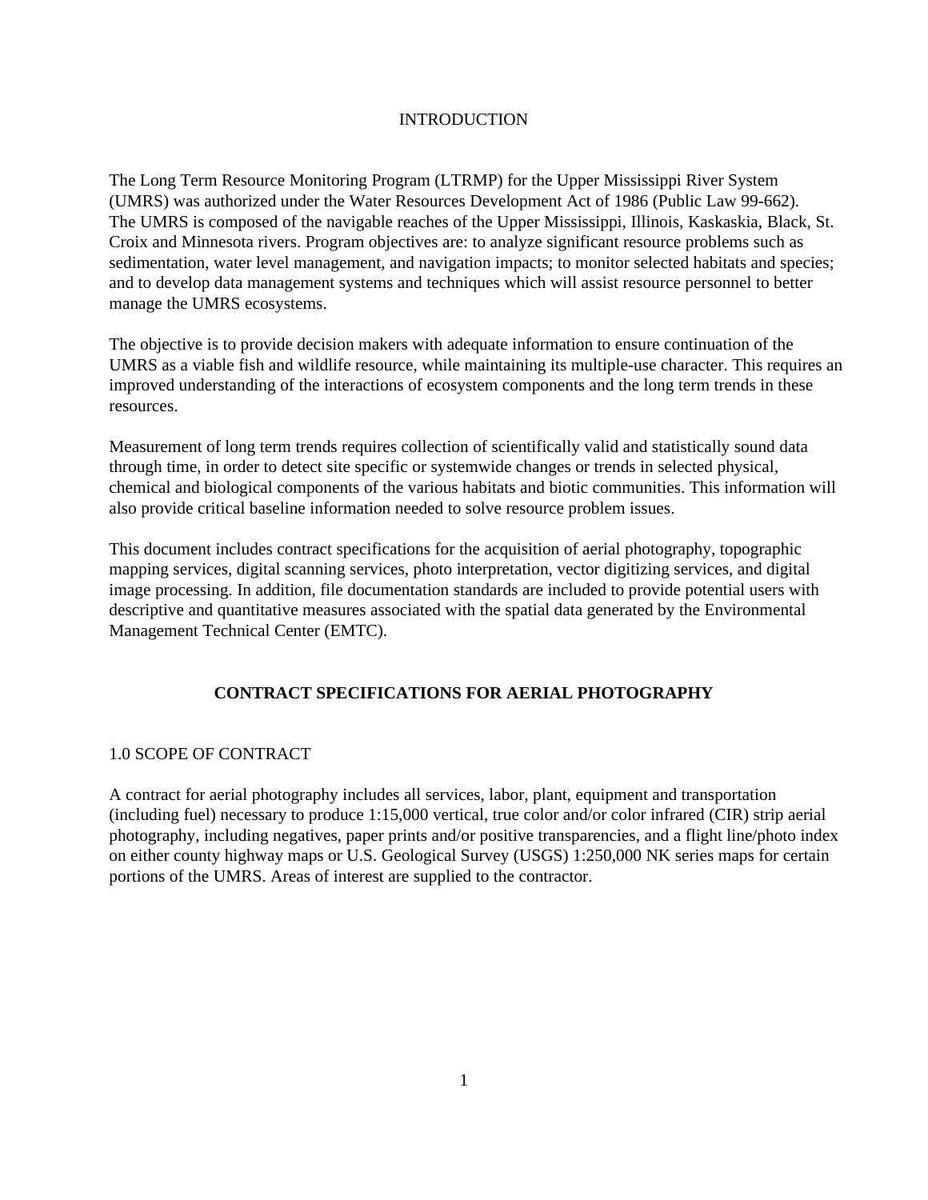# INTRODUCTION

The Long Term Resource Monitoring Program (LTRMP) for the Upper Mississippi River System (UMRS) was authorized under the Water Resources Development Act of 1986 (Public Law 99-662). The UMRS is composed of the navigable reaches of the Upper Mississippi, Illinois, Kaskaskia, Black, St. Croix and Minnesota rivers. Program objectives are: to analyze significant resource problems such as sedimentation, water level management, and navigation impacts; to monitor selected habitats and species; and to develop data management systems and techniques which will assist resource personnel to better manage the UMRS ecosystems.

The objective is to provide decision makers with adequate information to ensure continuation of the UMRS as a viable fish and wildlife resource, while maintaining its multiple-use character. This requires an improved understanding of the interactions of ecosystem components and the long term trends in these resources.

Measurement of long term trends requires collection of scientifically valid and statistically sound data through time, in order to detect site specific or systemwide changes or trends in selected physical, chemical and biological components of the various habitats and biotic communities. This information will also provide critical baseline information needed to solve resource problem issues.

This document includes contract specifications for the acquisition of aerial photography, topographic mapping services, digital scanning services, photo interpretation, vector digitizing services, and digital image processing. In addition, file documentation standards are included to provide potential users with descriptive and quantitative measures associated with the spatial data generated by the Environmental Management Technical Center (EMTC).

# CONTRACT SPECIFICATIONS FOR AERIAL PHOTOGRAPHY

## 1.0 SCOPE OF CONTRACT

A contract for aerial photography includes all services, labor, plant, equipment and transportation (including fuel) necessary to produce 1:15,000 vertical, true color and/or color infrared (CIR) strip aerial photography, including negatives, paper prints and/or positive transparencies, and a flight line/photo index on either county highway maps or U.S. Geological Survey (USGS) 1:250,000 NK series maps for certain portions of the UMRS. Areas of interest are supplied to the contractor.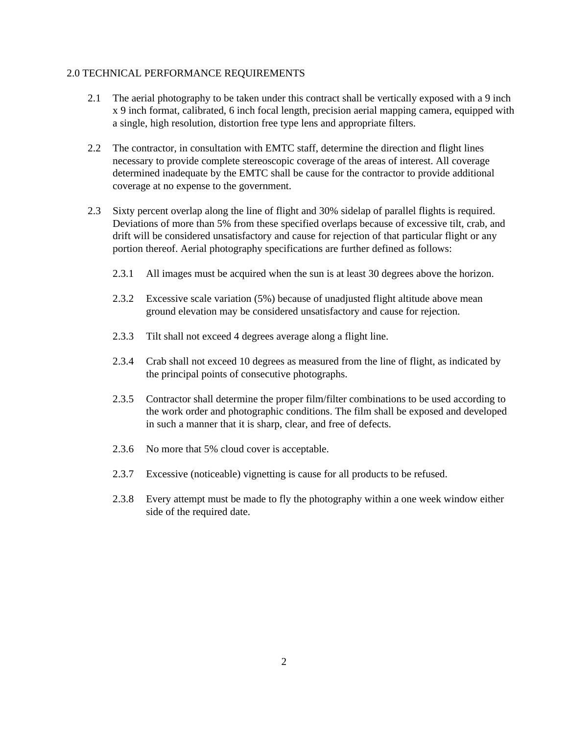## 2.0 TECHNICAL PERFORMANCE REQUIREMENTS

2.1 The aerial photography to be taken under this contract shall be vertically exposed with a 9 inch x 9 inch format, calibrated, 6 inch focal length, precision aerial mapping camera, equipped with a single, high resolution, distortion free type lens and appropriate filters.

2.2 The contractor, in consultation with EMTC staff, determine the direction and flight lines necessary to provide complete stereoscopic coverage of the areas of interest. All coverage determined inadequate by the EMTC shall be cause for the contractor to provide additional coverage at no expense to the government.

2.3 Sixty percent overlap along the line of flight and 30% sidelap of parallel flights is required. Deviations of more than 5% from these specified overlaps because of excessive tilt, crab, and drift will be considered unsatisfactory and cause for rejection of that particular flight or any portion thereof. Aerial photography specifications are further defined as follows:

2.3.1 All images must be acquired when the sun is at least 30 degrees above the horizon.

2.3.2 Excessive scale variation (5%) because of unadjusted flight altitude above mean ground elevation may be considered unsatisfactory and cause for rejection.

2.3.3 Tilt shall not exceed 4 degrees average along a flight line.

2.3.4 Crab shall not exceed 10 degrees as measured from the line of flight, as indicated by the principal points of consecutive photographs.

2.3.5 Contractor shall determine the proper film/filter combinations to be used according to the work order and photographic conditions. The film shall be exposed and developed in such a manner that it is sharp, clear, and free of defects.

2.3.6 No more that 5% cloud cover is acceptable.

2.3.7 Excessive (noticeable) vignetting is cause for all products to be refused.

2.3.8 Every attempt must be made to fly the photography within a one week window either side of the required date.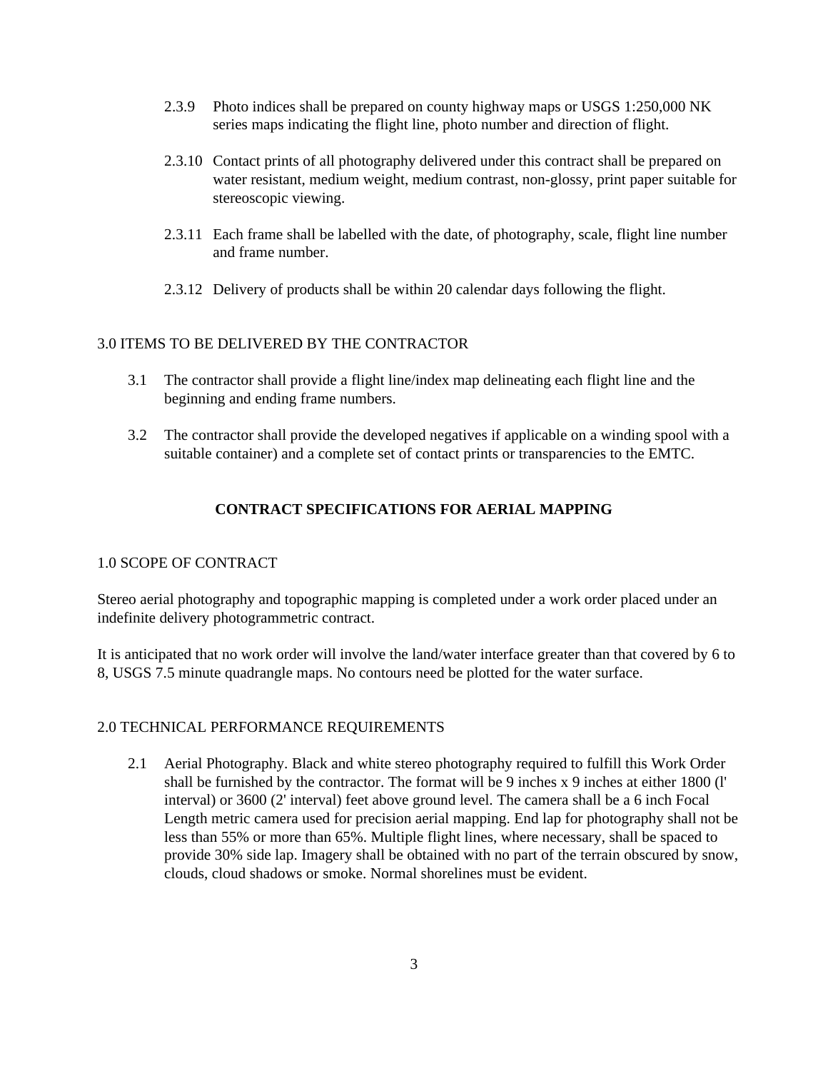2.3.9 Photo indices shall be prepared on county highway maps or USGS 1:250,000 NK series maps indicating the flight line, photo number and direction of flight.

2.3.10 Contact prints of all photography delivered under this contract shall be prepared on water resistant, medium weight, medium contrast, non-glossy, print paper suitable for stereoscopic viewing.

2.3.11 Each frame shall be labelled with the date, of photography, scale, flight line number and frame number.

2.3.12 Delivery of products shall be within 20 calendar days following the flight.

3.0 ITEMS TO BE DELIVERED BY THE CONTRACTOR

3.1 The contractor shall provide a flight line/index map delineating each flight line and the beginning and ending frame numbers.

3.2 The contractor shall provide the developed negatives if applicable on a winding spool with a suitable container) and a complete set of contact prints or transparencies to the EMTC.

## CONTRACT SPECIFICATIONS FOR AERIAL MAPPING

1.0 SCOPE OF CONTRACT

Stereo aerial photography and topographic mapping is completed under a work order placed under an indefinite delivery photogrammetric contract.

It is anticipated that no work order will involve the land/water interface greater than that covered by 6 to 8, USGS 7.5 minute quadrangle maps. No contours need be plotted for the water surface.

2.0 TECHNICAL PERFORMANCE REQUIREMENTS

2.1 Aerial Photography. Black and white stereo photography required to fulfill this Work Order shall be furnished by the contractor. The format will be 9 inches x 9 inches at either 1800 (l' interval) or 3600 (2' interval) feet above ground level. The camera shall be a 6 inch Focal Length metric camera used for precision aerial mapping. End lap for photography shall not be less than 55% or more than 65%. Multiple flight lines, where necessary, shall be spaced to provide 30% side lap. Imagery shall be obtained with no part of the terrain obscured by snow, clouds, cloud shadows or smoke. Normal shorelines must be evident.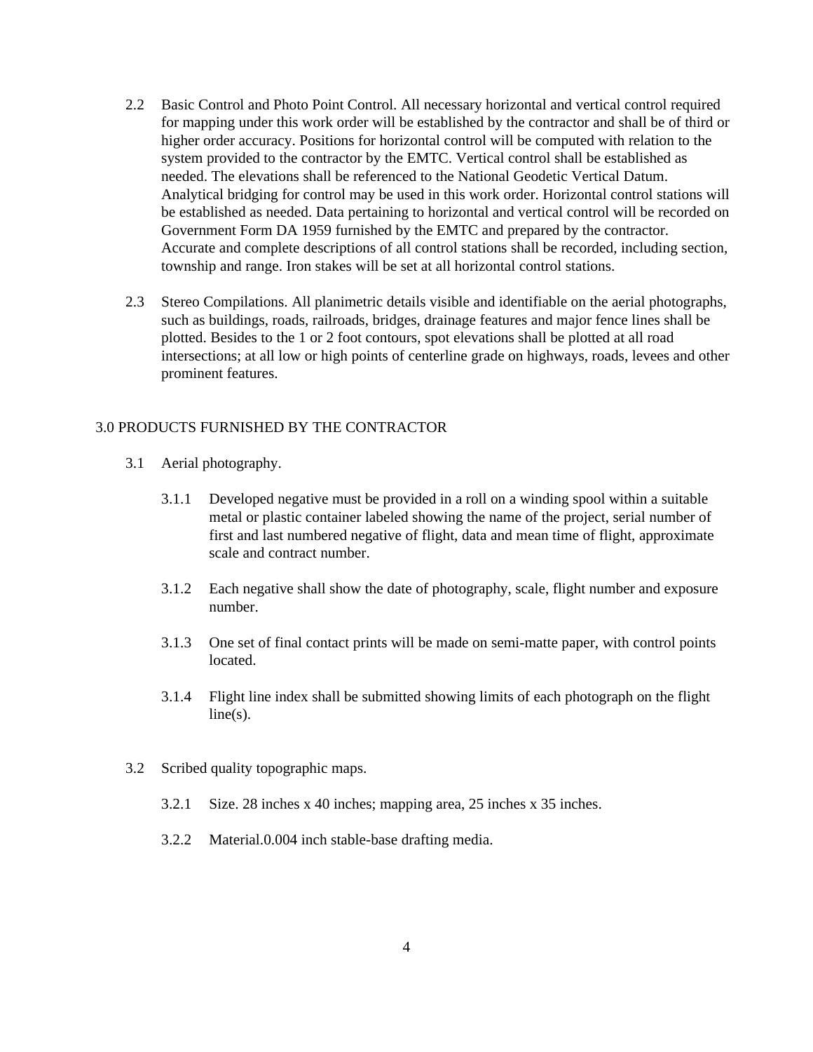2.2 Basic Control and Photo Point Control. All necessary horizontal and vertical control required for mapping under this work order will be established by the contractor and shall be of third or higher order accuracy. Positions for horizontal control will be computed with relation to the system provided to the contractor by the EMTC. Vertical control shall be established as needed. The elevations shall be referenced to the National Geodetic Vertical Datum. Analytical bridging for control may be used in this work order. Horizontal control stations will be established as needed. Data pertaining to horizontal and vertical control will be recorded on Government Form DA 1959 furnished by the EMTC and prepared by the contractor. Accurate and complete descriptions of all control stations shall be recorded, including section, township and range. Iron stakes will be set at all horizontal control stations.

2.3 Stereo Compilations. All planimetric details visible and identifiable on the aerial photographs, such as buildings, roads, railroads, bridges, drainage features and major fence lines shall be plotted. Besides to the 1 or 2 foot contours, spot elevations shall be plotted at all road intersections; at all low or high points of centerline grade on highways, roads, levees and other prominent features.

## 3.0 PRODUCTS FURNISHED BY THE CONTRACTOR

3.1 Aerial photography.

3.1.1 Developed negative must be provided in a roll on a winding spool within a suitable metal or plastic container labeled showing the name of the project, serial number of first and last numbered negative of flight, data and mean time of flight, approximate scale and contract number.

3.1.2 Each negative shall show the date of photography, scale, flight number and exposure number.

3.1.3 One set of final contact prints will be made on semi-matte paper, with control points located.

3.1.4 Flight line index shall be submitted showing limits of each photograph on the flight line(s).

3.2 Scribed quality topographic maps.

3.2.1 Size. 28 inches x 40 inches; mapping area, 25 inches x 35 inches.

3.2.2 Material.0.004 inch stable-base drafting media.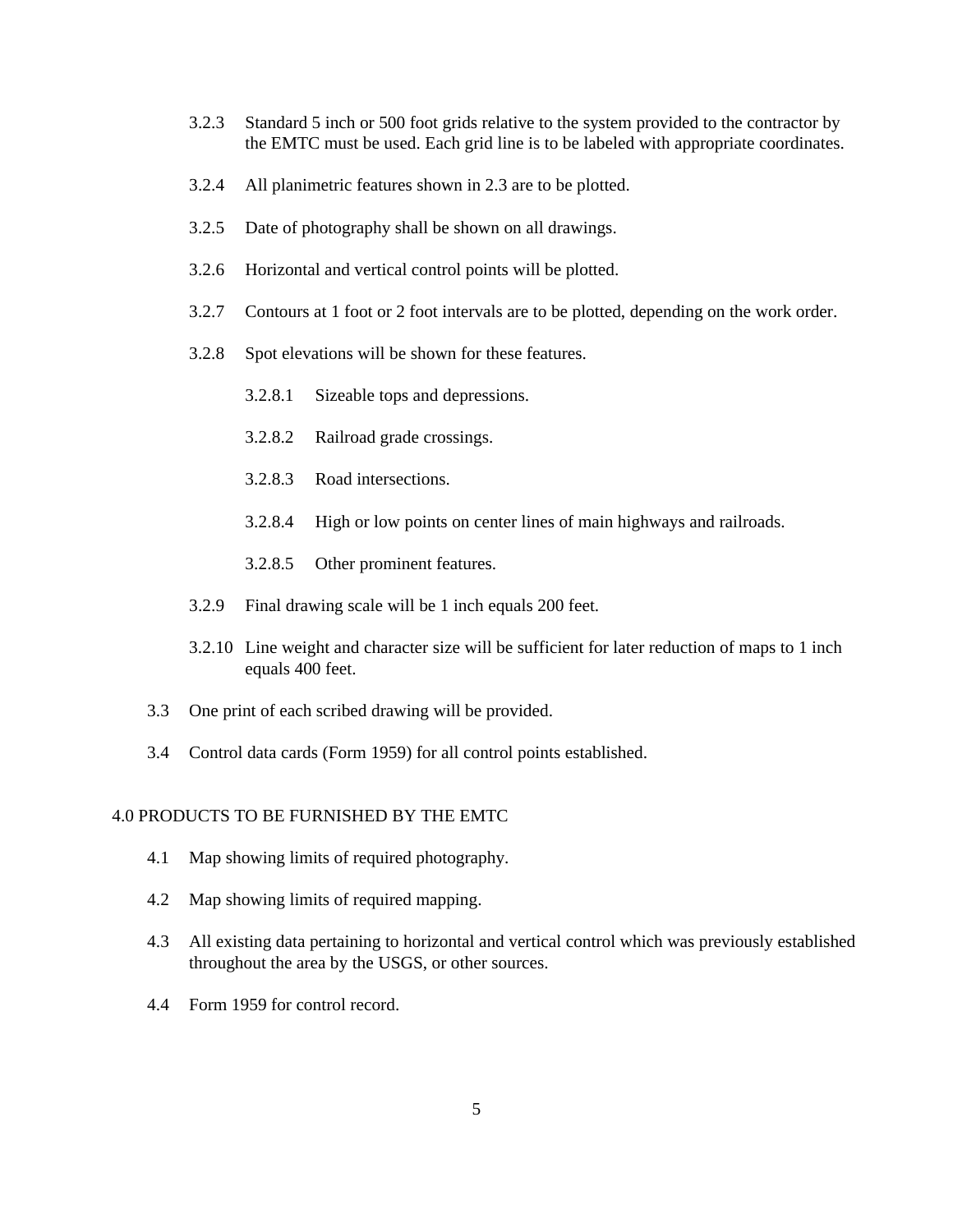- 3.2.3 Standard 5 inch or 500 foot grids relative to the system provided to the contractor by the EMTC must be used. Each grid line is to be labeled with appropriate coordinates.

- 3.2.4 All planimetric features shown in 2.3 are to be plotted.

- 3.2.5 Date of photography shall be shown on all drawings.

- 3.2.6 Horizontal and vertical control points will be plotted.

- 3.2.7 Contours at 1 foot or 2 foot intervals are to be plotted, depending on the work order.

- 3.2.8 Spot elevations will be shown for these features.

  - 3.2.8.1 Sizeable tops and depressions.

  - 3.2.8.2 Railroad grade crossings.

  - 3.2.8.3 Road intersections.

  - 3.2.8.4 High or low points on center lines of main highways and railroads.

  - 3.2.8.5 Other prominent features.

- 3.2.9 Final drawing scale will be 1 inch equals 200 feet.

- 3.2.10 Line weight and character size will be sufficient for later reduction of maps to 1 inch equals 400 feet.

3.3 One print of each scribed drawing will be provided.

3.4 Control data cards (Form 1959) for all control points established.

## 4.0 PRODUCTS TO BE FURNISHED BY THE EMTC

4.1 Map showing limits of required photography.

4.2 Map showing limits of required mapping.

4.3 All existing data pertaining to horizontal and vertical control which was previously established throughout the area by the USGS, or other sources.

4.4 Form 1959 for control record.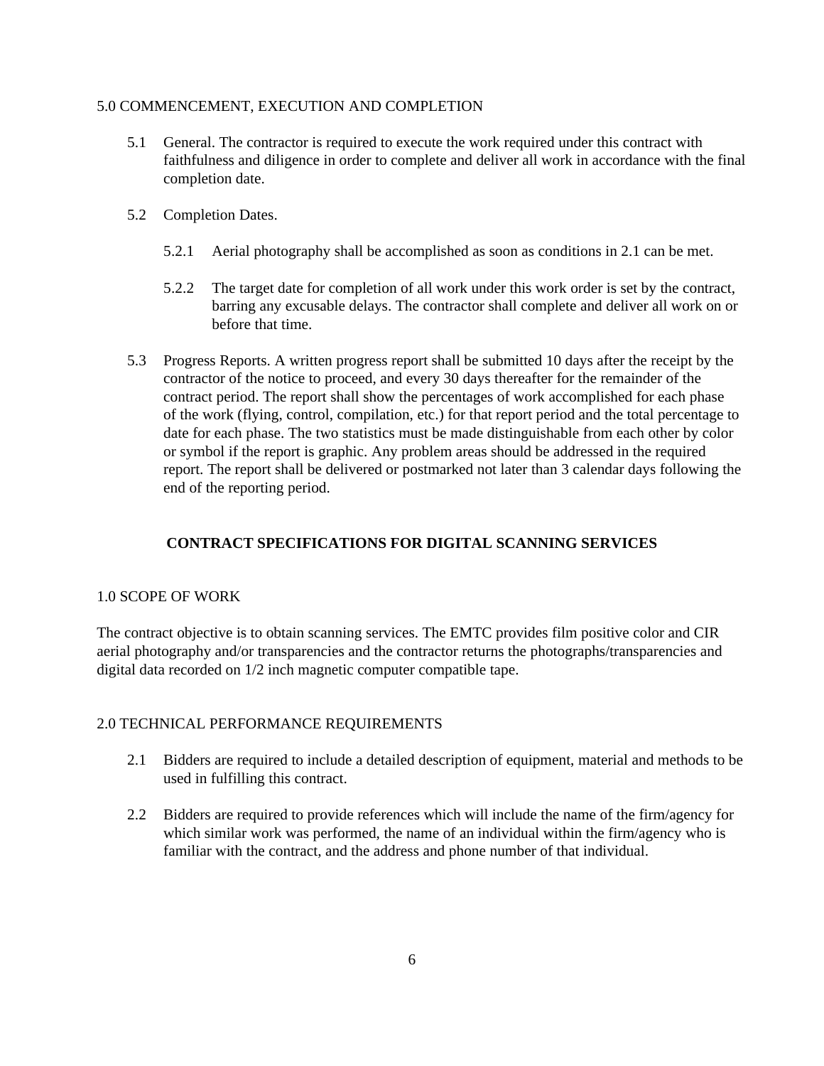5.0 COMMENCEMENT, EXECUTION AND COMPLETION

5.1 General. The contractor is required to execute the work required under this contract with faithfulness and diligence in order to complete and deliver all work in accordance with the final completion date.

5.2 Completion Dates.

5.2.1 Aerial photography shall be accomplished as soon as conditions in 2.1 can be met.

5.2.2 The target date for completion of all work under this work order is set by the contract, barring any excusable delays. The contractor shall complete and deliver all work on or before that time.

5.3 Progress Reports. A written progress report shall be submitted 10 days after the receipt by the contractor of the notice to proceed, and every 30 days thereafter for the remainder of the contract period. The report shall show the percentages of work accomplished for each phase of the work (flying, control, compilation, etc.) for that report period and the total percentage to date for each phase. The two statistics must be made distinguishable from each other by color or symbol if the report is graphic. Any problem areas should be addressed in the required report. The report shall be delivered or postmarked not later than 3 calendar days following the end of the reporting period.

## CONTRACT SPECIFICATIONS FOR DIGITAL SCANNING SERVICES

1.0 SCOPE OF WORK

The contract objective is to obtain scanning services. The EMTC provides film positive color and CIR aerial photography and/or transparencies and the contractor returns the photographs/transparencies and digital data recorded on 1/2 inch magnetic computer compatible tape.

2.0 TECHNICAL PERFORMANCE REQUIREMENTS

2.1 Bidders are required to include a detailed description of equipment, material and methods to be used in fulfilling this contract.

2.2 Bidders are required to provide references which will include the name of the firm/agency for which similar work was performed, the name of an individual within the firm/agency who is familiar with the contract, and the address and phone number of that individual.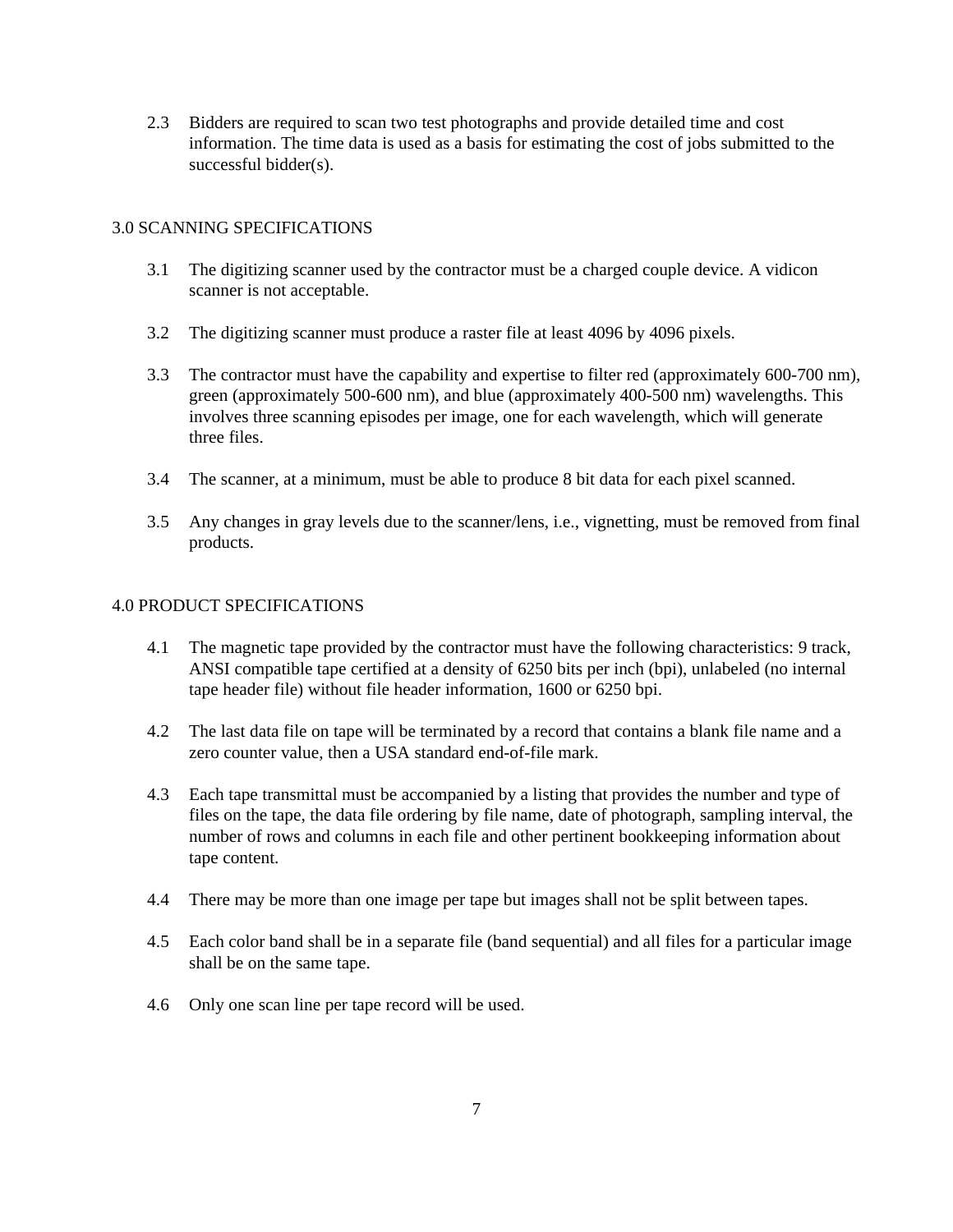2.3 Bidders are required to scan two test photographs and provide detailed time and cost information. The time data is used as a basis for estimating the cost of jobs submitted to the successful bidder(s).

## 3.0 SCANNING SPECIFICATIONS

3.1 The digitizing scanner used by the contractor must be a charged couple device. A vidicon scanner is not acceptable.

3.2 The digitizing scanner must produce a raster file at least 4096 by 4096 pixels.

3.3 The contractor must have the capability and expertise to filter red (approximately 600-700 nm), green (approximately 500-600 nm), and blue (approximately 400-500 nm) wavelengths. This involves three scanning episodes per image, one for each wavelength, which will generate three files.

3.4 The scanner, at a minimum, must be able to produce 8 bit data for each pixel scanned.

3.5 Any changes in gray levels due to the scanner/lens, i.e., vignetting, must be removed from final products.

## 4.0 PRODUCT SPECIFICATIONS

4.1 The magnetic tape provided by the contractor must have the following characteristics: 9 track, ANSI compatible tape certified at a density of 6250 bits per inch (bpi), unlabeled (no internal tape header file) without file header information, 1600 or 6250 bpi.

4.2 The last data file on tape will be terminated by a record that contains a blank file name and a zero counter value, then a USA standard end-of-file mark.

4.3 Each tape transmittal must be accompanied by a listing that provides the number and type of files on the tape, the data file ordering by file name, date of photograph, sampling interval, the number of rows and columns in each file and other pertinent bookkeeping information about tape content.

4.4 There may be more than one image per tape but images shall not be split between tapes.

4.5 Each color band shall be in a separate file (band sequential) and all files for a particular image shall be on the same tape.

4.6 Only one scan line per tape record will be used.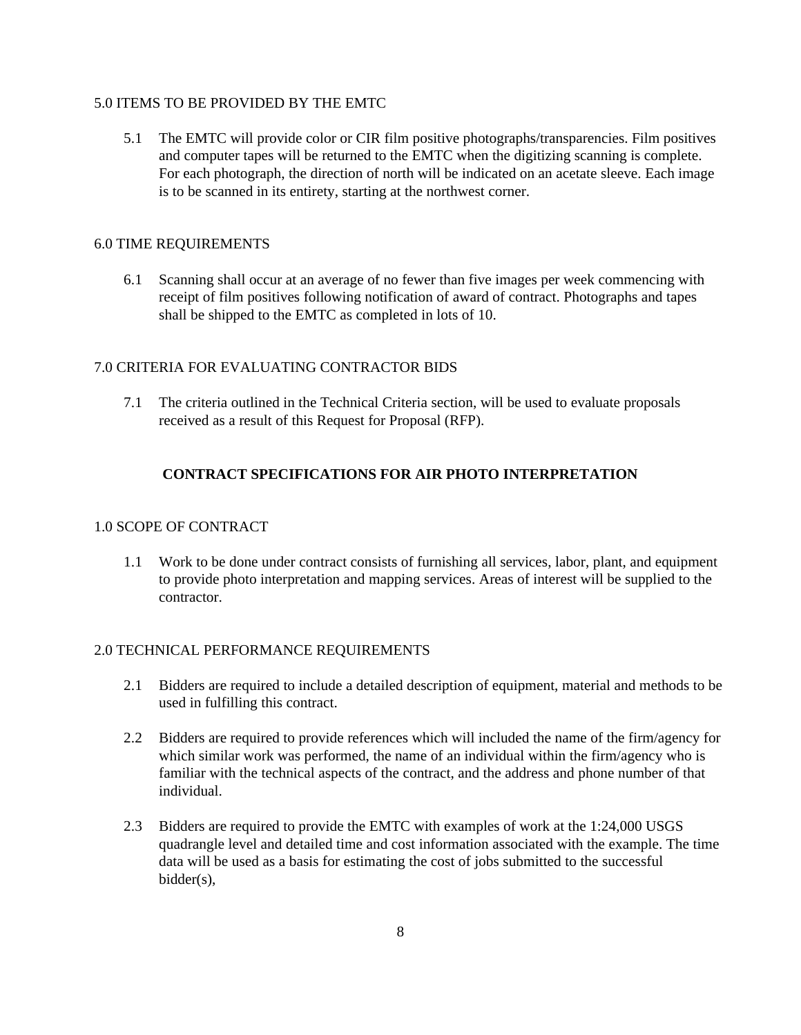## 5.0 ITEMS TO BE PROVIDED BY THE EMTC

5.1 The EMTC will provide color or CIR film positive photographs/transparencies. Film positives and computer tapes will be returned to the EMTC when the digitizing scanning is complete. For each photograph, the direction of north will be indicated on an acetate sleeve. Each image is to be scanned in its entirety, starting at the northwest corner.

## 6.0 TIME REQUIREMENTS

6.1 Scanning shall occur at an average of no fewer than five images per week commencing with receipt of film positives following notification of award of contract. Photographs and tapes shall be shipped to the EMTC as completed in lots of 10.

## 7.0 CRITERIA FOR EVALUATING CONTRACTOR BIDS

7.1 The criteria outlined in the Technical Criteria section, will be used to evaluate proposals received as a result of this Request for Proposal (RFP).

# CONTRACT SPECIFICATIONS FOR AIR PHOTO INTERPRETATION

## 1.0 SCOPE OF CONTRACT

1.1 Work to be done under contract consists of furnishing all services, labor, plant, and equipment to provide photo interpretation and mapping services. Areas of interest will be supplied to the contractor.

## 2.0 TECHNICAL PERFORMANCE REQUIREMENTS

2.1 Bidders are required to include a detailed description of equipment, material and methods to be used in fulfilling this contract.

2.2 Bidders are required to provide references which will included the name of the firm/agency for which similar work was performed, the name of an individual within the firm/agency who is familiar with the technical aspects of the contract, and the address and phone number of that individual.

2.3 Bidders are required to provide the EMTC with examples of work at the 1:24,000 USGS quadrangle level and detailed time and cost information associated with the example. The time data will be used as a basis for estimating the cost of jobs submitted to the successful bidder(s),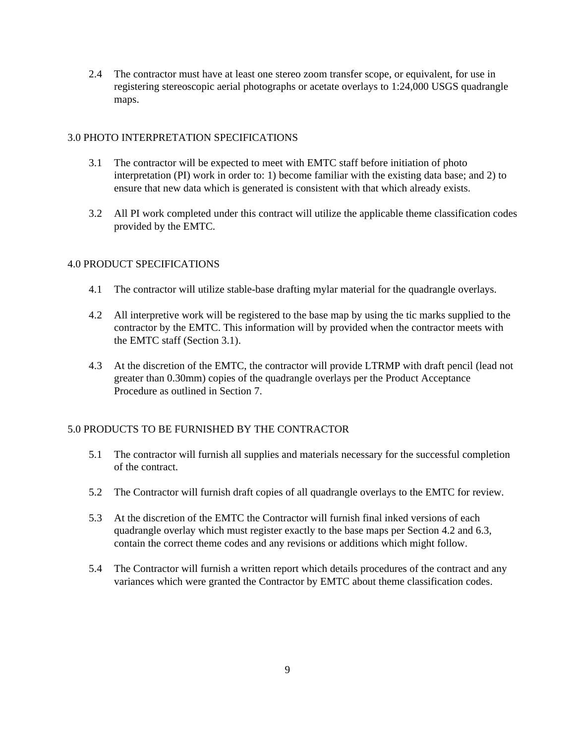2.4 The contractor must have at least one stereo zoom transfer scope, or equivalent, for use in registering stereoscopic aerial photographs or acetate overlays to 1:24,000 USGS quadrangle maps.

## 3.0 PHOTO INTERPRETATION SPECIFICATIONS

3.1 The contractor will be expected to meet with EMTC staff before initiation of photo interpretation (PI) work in order to: 1) become familiar with the existing data base; and 2) to ensure that new data which is generated is consistent with that which already exists.

3.2 All PI work completed under this contract will utilize the applicable theme classification codes provided by the EMTC.

## 4.0 PRODUCT SPECIFICATIONS

4.1 The contractor will utilize stable-base drafting mylar material for the quadrangle overlays.

4.2 All interpretive work will be registered to the base map by using the tic marks supplied to the contractor by the EMTC. This information will by provided when the contractor meets with the EMTC staff (Section 3.1).

4.3 At the discretion of the EMTC, the contractor will provide LTRMP with draft pencil (lead not greater than 0.30mm) copies of the quadrangle overlays per the Product Acceptance Procedure as outlined in Section 7.

## 5.0 PRODUCTS TO BE FURNISHED BY THE CONTRACTOR

5.1 The contractor will furnish all supplies and materials necessary for the successful completion of the contract.

5.2 The Contractor will furnish draft copies of all quadrangle overlays to the EMTC for review.

5.3 At the discretion of the EMTC the Contractor will furnish final inked versions of each quadrangle overlay which must register exactly to the base maps per Section 4.2 and 6.3, contain the correct theme codes and any revisions or additions which might follow.

5.4 The Contractor will furnish a written report which details procedures of the contract and any variances which were granted the Contractor by EMTC about theme classification codes.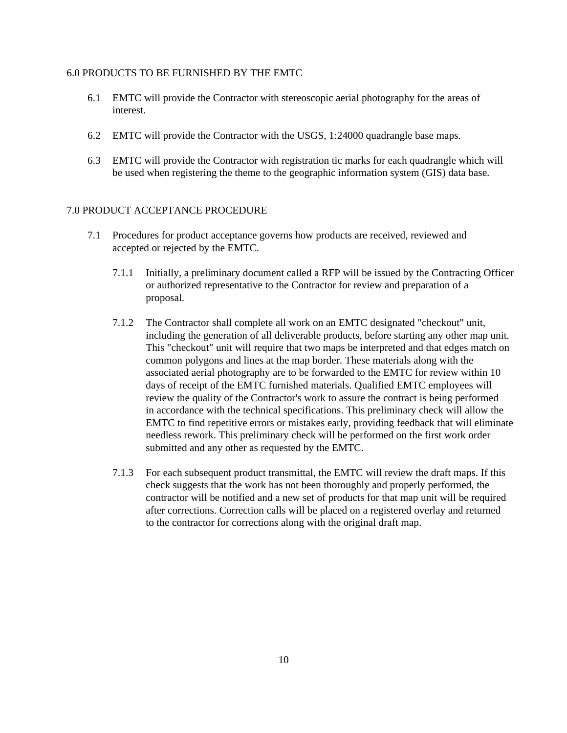## 6.0 PRODUCTS TO BE FURNISHED BY THE EMTC

6.1 EMTC will provide the Contractor with stereoscopic aerial photography for the areas of interest.

6.2 EMTC will provide the Contractor with the USGS, 1:24000 quadrangle base maps.

6.3 EMTC will provide the Contractor with registration tic marks for each quadrangle which will be used when registering the theme to the geographic information system (GIS) data base.

## 7.0 PRODUCT ACCEPTANCE PROCEDURE

7.1 Procedures for product acceptance governs how products are received, reviewed and accepted or rejected by the EMTC.

7.1.1 Initially, a preliminary document called a RFP will be issued by the Contracting Officer or authorized representative to the Contractor for review and preparation of a proposal.

7.1.2 The Contractor shall complete all work on an EMTC designated "checkout" unit, including the generation of all deliverable products, before starting any other map unit. This "checkout" unit will require that two maps be interpreted and that edges match on common polygons and lines at the map border. These materials along with the associated aerial photography are to be forwarded to the EMTC for review within 10 days of receipt of the EMTC furnished materials. Qualified EMTC employees will review the quality of the Contractor's work to assure the contract is being performed in accordance with the technical specifications. This preliminary check will allow the EMTC to find repetitive errors or mistakes early, providing feedback that will eliminate needless rework. This preliminary check will be performed on the first work order submitted and any other as requested by the EMTC.

7.1.3 For each subsequent product transmittal, the EMTC will review the draft maps. If this check suggests that the work has not been thoroughly and properly performed, the contractor will be notified and a new set of products for that map unit will be required after corrections. Correction calls will be placed on a registered overlay and returned to the contractor for corrections along with the original draft map.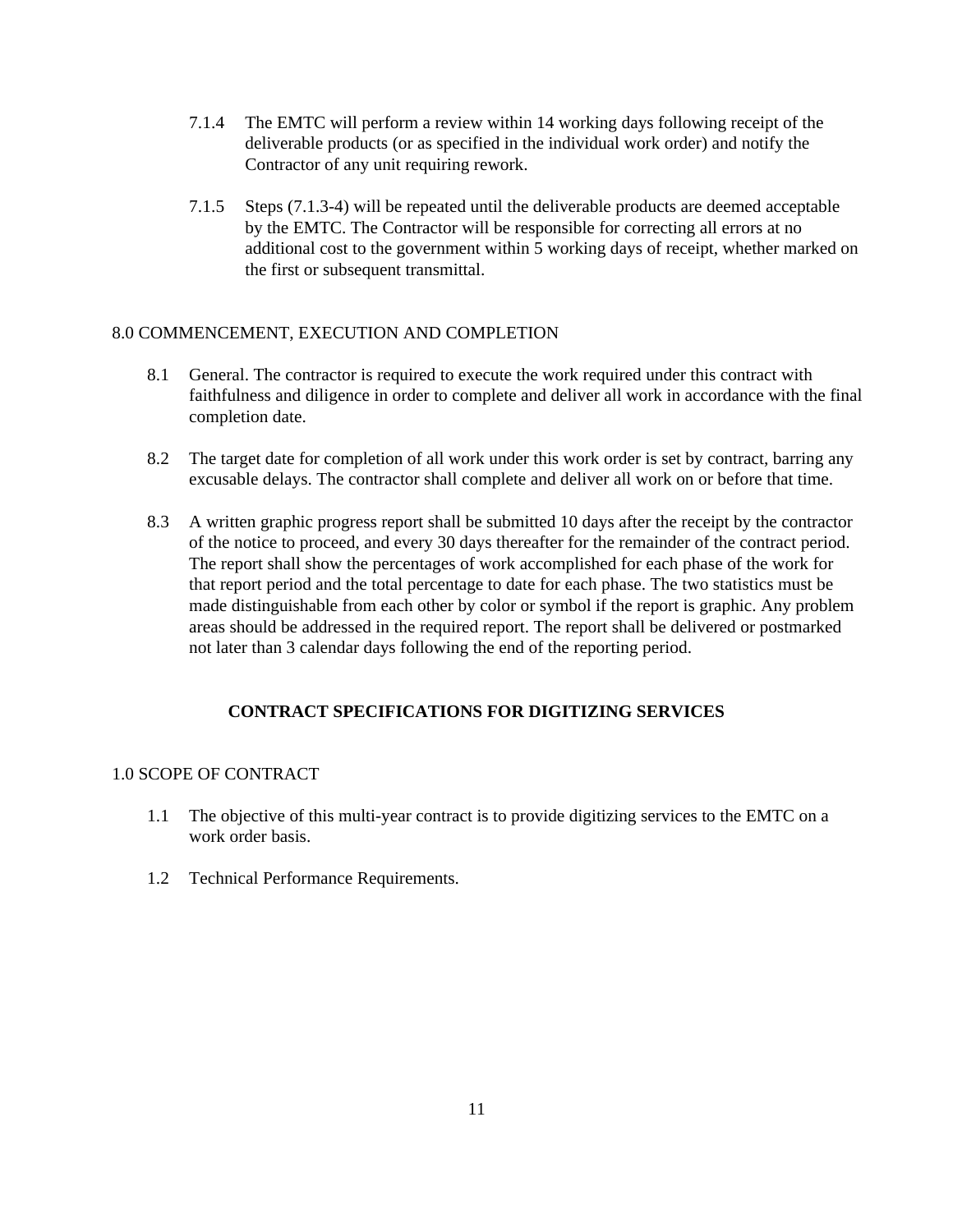7.1.4 The EMTC will perform a review within 14 working days following receipt of the deliverable products (or as specified in the individual work order) and notify the Contractor of any unit requiring rework.

7.1.5 Steps (7.1.3-4) will be repeated until the deliverable products are deemed acceptable by the EMTC. The Contractor will be responsible for correcting all errors at no additional cost to the government within 5 working days of receipt, whether marked on the first or subsequent transmittal.

## 8.0 COMMENCEMENT, EXECUTION AND COMPLETION

8.1 General. The contractor is required to execute the work required under this contract with faithfulness and diligence in order to complete and deliver all work in accordance with the final completion date.

8.2 The target date for completion of all work under this work order is set by contract, barring any excusable delays. The contractor shall complete and deliver all work on or before that time.

8.3 A written graphic progress report shall be submitted 10 days after the receipt by the contractor of the notice to proceed, and every 30 days thereafter for the remainder of the contract period. The report shall show the percentages of work accomplished for each phase of the work for that report period and the total percentage to date for each phase. The two statistics must be made distinguishable from each other by color or symbol if the report is graphic. Any problem areas should be addressed in the required report. The report shall be delivered or postmarked not later than 3 calendar days following the end of the reporting period.

# CONTRACT SPECIFICATIONS FOR DIGITIZING SERVICES

## 1.0 SCOPE OF CONTRACT

1.1 The objective of this multi-year contract is to provide digitizing services to the EMTC on a work order basis.

1.2 Technical Performance Requirements.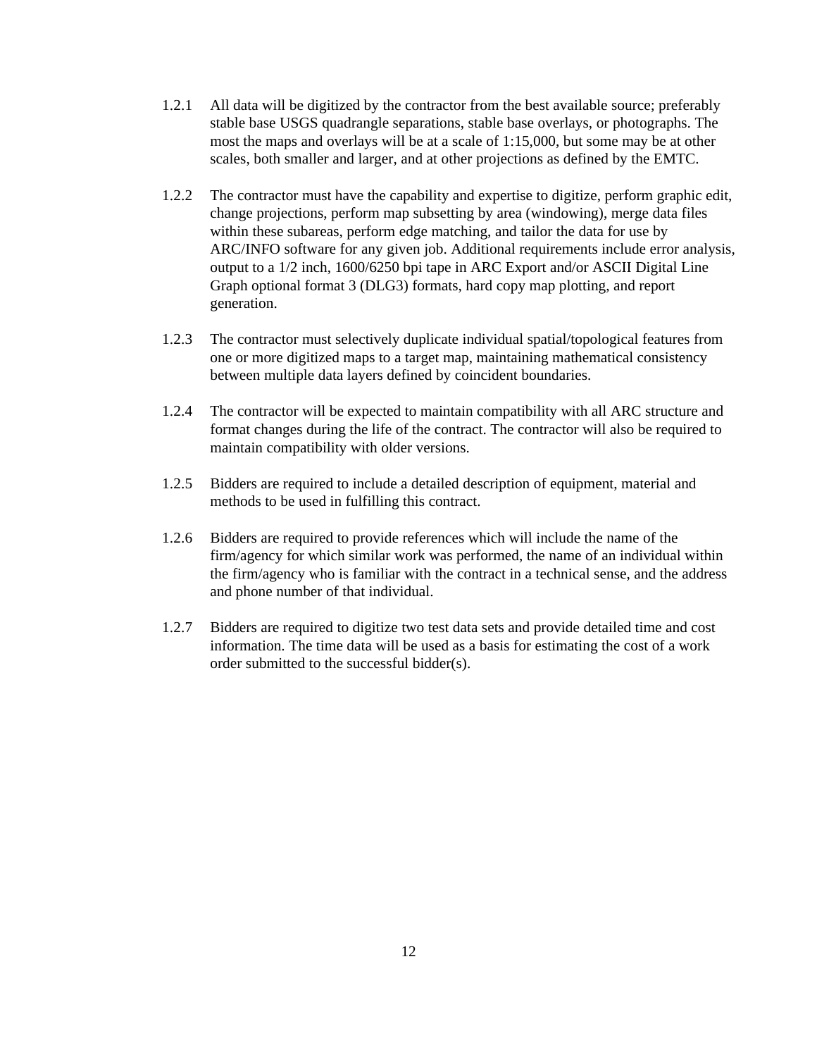1.2.1 All data will be digitized by the contractor from the best available source; preferably stable base USGS quadrangle separations, stable base overlays, or photographs. The most the maps and overlays will be at a scale of 1:15,000, but some may be at other scales, both smaller and larger, and at other projections as defined by the EMTC.

1.2.2 The contractor must have the capability and expertise to digitize, perform graphic edit, change projections, perform map subsetting by area (windowing), merge data files within these subareas, perform edge matching, and tailor the data for use by ARC/INFO software for any given job. Additional requirements include error analysis, output to a 1/2 inch, 1600/6250 bpi tape in ARC Export and/or ASCII Digital Line Graph optional format 3 (DLG3) formats, hard copy map plotting, and report generation.

1.2.3 The contractor must selectively duplicate individual spatial/topological features from one or more digitized maps to a target map, maintaining mathematical consistency between multiple data layers defined by coincident boundaries.

1.2.4 The contractor will be expected to maintain compatibility with all ARC structure and format changes during the life of the contract. The contractor will also be required to maintain compatibility with older versions.

1.2.5 Bidders are required to include a detailed description of equipment, material and methods to be used in fulfilling this contract.

1.2.6 Bidders are required to provide references which will include the name of the firm/agency for which similar work was performed, the name of an individual within the firm/agency who is familiar with the contract in a technical sense, and the address and phone number of that individual.

1.2.7 Bidders are required to digitize two test data sets and provide detailed time and cost information. The time data will be used as a basis for estimating the cost of a work order submitted to the successful bidder(s).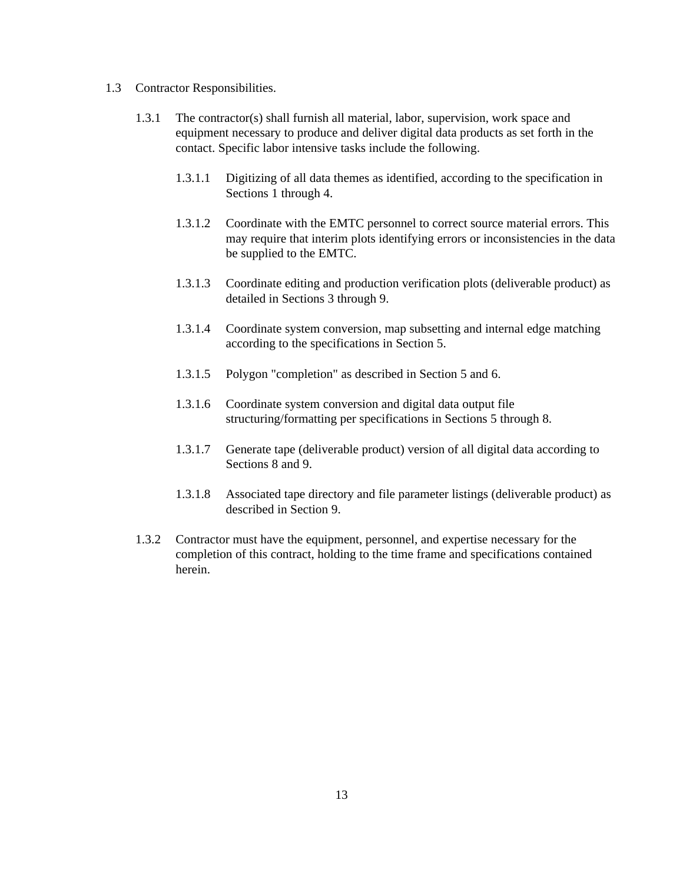1.3 Contractor Responsibilities.

1.3.1 The contractor(s) shall furnish all material, labor, supervision, work space and equipment necessary to produce and deliver digital data products as set forth in the contact. Specific labor intensive tasks include the following.

1.3.1.1 Digitizing of all data themes as identified, according to the specification in Sections 1 through 4.

1.3.1.2 Coordinate with the EMTC personnel to correct source material errors. This may require that interim plots identifying errors or inconsistencies in the data be supplied to the EMTC.

1.3.1.3 Coordinate editing and production verification plots (deliverable product) as detailed in Sections 3 through 9.

1.3.1.4 Coordinate system conversion, map subsetting and internal edge matching according to the specifications in Section 5.

1.3.1.5 Polygon "completion" as described in Section 5 and 6.

1.3.1.6 Coordinate system conversion and digital data output file structuring/formatting per specifications in Sections 5 through 8.

1.3.1.7 Generate tape (deliverable product) version of all digital data according to Sections 8 and 9.

1.3.1.8 Associated tape directory and file parameter listings (deliverable product) as described in Section 9.

1.3.2 Contractor must have the equipment, personnel, and expertise necessary for the completion of this contract, holding to the time frame and specifications contained herein.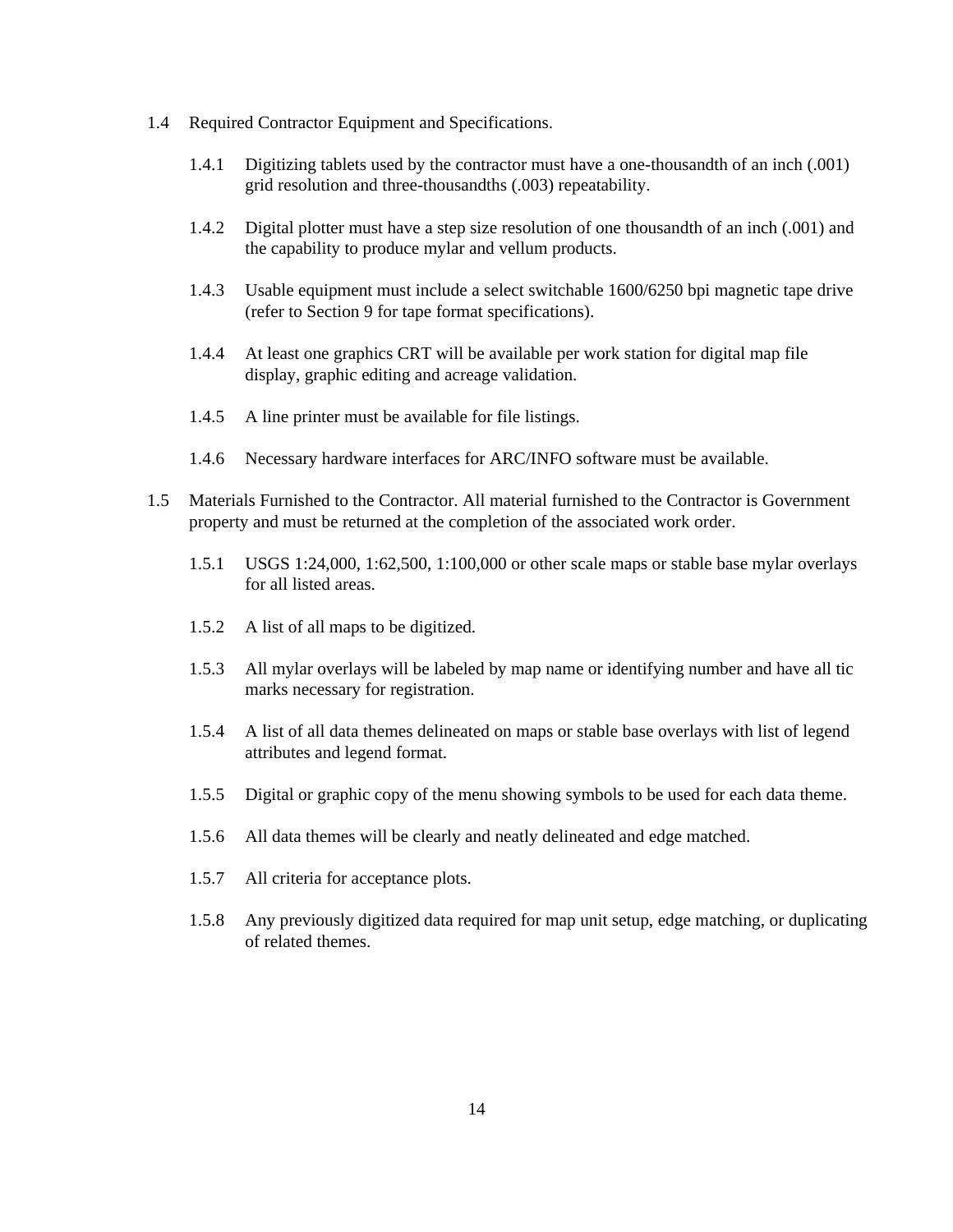1.4 Required Contractor Equipment and Specifications.

   1.4.1 Digitizing tablets used by the contractor must have a one-thousandth of an inch (.001) grid resolution and three-thousandths (.003) repeatability.

   1.4.2 Digital plotter must have a step size resolution of one thousandth of an inch (.001) and the capability to produce mylar and vellum products.

   1.4.3 Usable equipment must include a select switchable 1600/6250 bpi magnetic tape drive (refer to Section 9 for tape format specifications).

   1.4.4 At least one graphics CRT will be available per work station for digital map file display, graphic editing and acreage validation.

   1.4.5 A line printer must be available for file listings.

   1.4.6 Necessary hardware interfaces for ARC/INFO software must be available.

1.5 Materials Furnished to the Contractor. All material furnished to the Contractor is Government property and must be returned at the completion of the associated work order.

   1.5.1 USGS 1:24,000, 1:62,500, 1:100,000 or other scale maps or stable base mylar overlays for all listed areas.

   1.5.2 A list of all maps to be digitized.

   1.5.3 All mylar overlays will be labeled by map name or identifying number and have all tic marks necessary for registration.

   1.5.4 A list of all data themes delineated on maps or stable base overlays with list of legend attributes and legend format.

   1.5.5 Digital or graphic copy of the menu showing symbols to be used for each data theme.

   1.5.6 All data themes will be clearly and neatly delineated and edge matched.

   1.5.7 All criteria for acceptance plots.

   1.5.8 Any previously digitized data required for map unit setup, edge matching, or duplicating of related themes.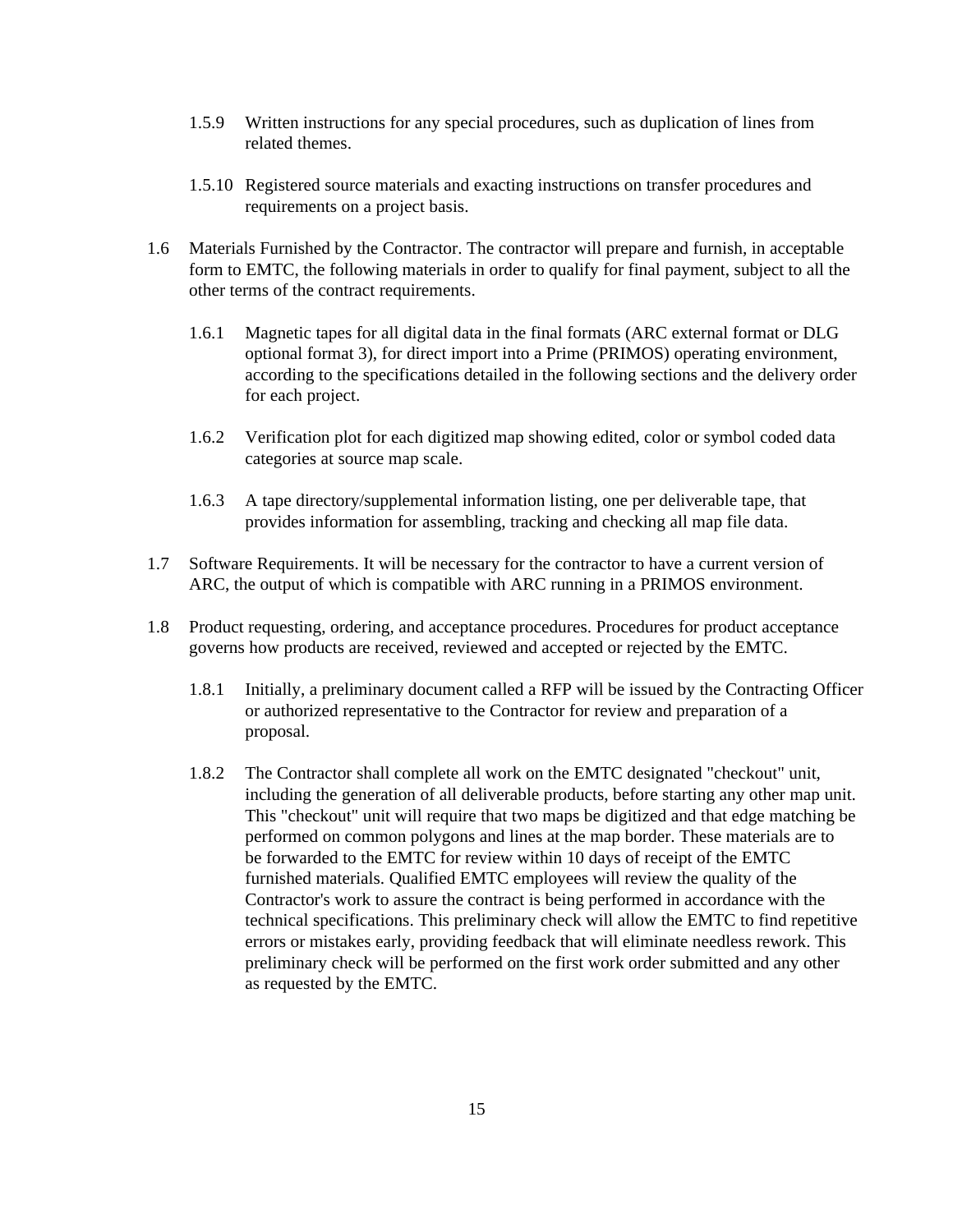1.5.9 Written instructions for any special procedures, such as duplication of lines from related themes.

1.5.10 Registered source materials and exacting instructions on transfer procedures and requirements on a project basis.

1.6 Materials Furnished by the Contractor. The contractor will prepare and furnish, in acceptable form to EMTC, the following materials in order to qualify for final payment, subject to all the other terms of the contract requirements.

1.6.1 Magnetic tapes for all digital data in the final formats (ARC external format or DLG optional format 3), for direct import into a Prime (PRIMOS) operating environment, according to the specifications detailed in the following sections and the delivery order for each project.

1.6.2 Verification plot for each digitized map showing edited, color or symbol coded data categories at source map scale.

1.6.3 A tape directory/supplemental information listing, one per deliverable tape, that provides information for assembling, tracking and checking all map file data.

1.7 Software Requirements. It will be necessary for the contractor to have a current version of ARC, the output of which is compatible with ARC running in a PRIMOS environment.

1.8 Product requesting, ordering, and acceptance procedures. Procedures for product acceptance governs how products are received, reviewed and accepted or rejected by the EMTC.

1.8.1 Initially, a preliminary document called a RFP will be issued by the Contracting Officer or authorized representative to the Contractor for review and preparation of a proposal.

1.8.2 The Contractor shall complete all work on the EMTC designated "checkout" unit, including the generation of all deliverable products, before starting any other map unit. This "checkout" unit will require that two maps be digitized and that edge matching be performed on common polygons and lines at the map border. These materials are to be forwarded to the EMTC for review within 10 days of receipt of the EMTC furnished materials. Qualified EMTC employees will review the quality of the Contractor's work to assure the contract is being performed in accordance with the technical specifications. This preliminary check will allow the EMTC to find repetitive errors or mistakes early, providing feedback that will eliminate needless rework. This preliminary check will be performed on the first work order submitted and any other as requested by the EMTC.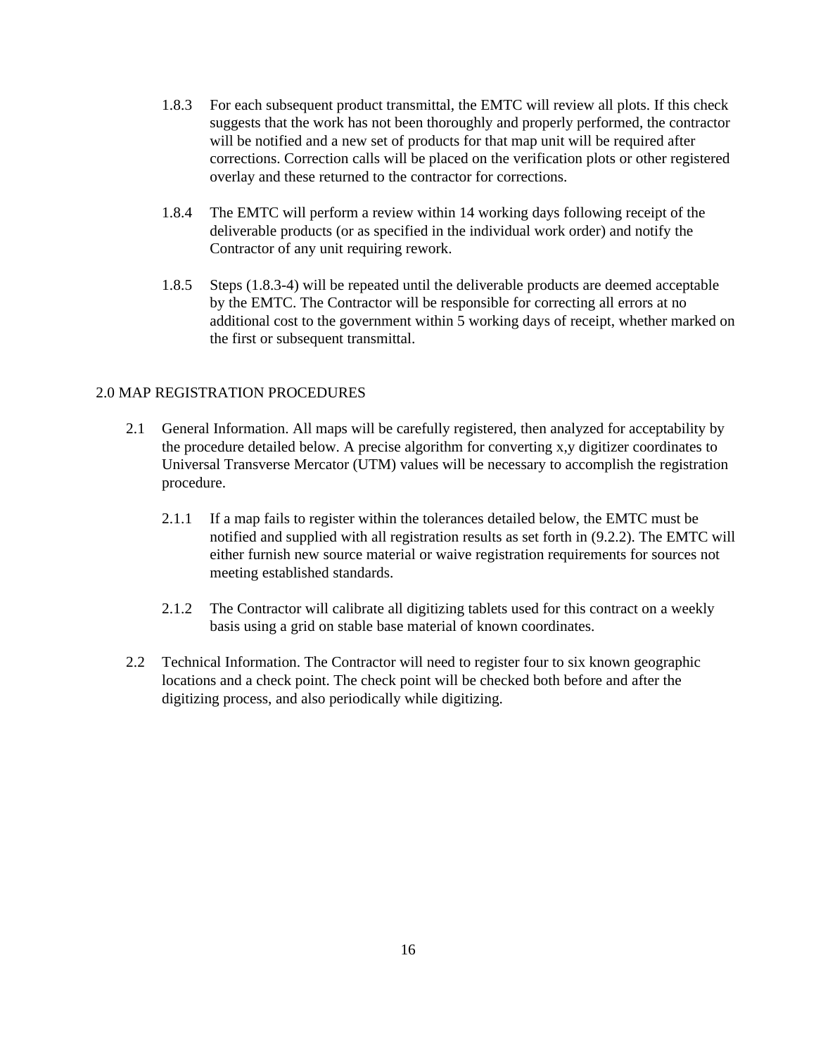1.8.3 For each subsequent product transmittal, the EMTC will review all plots. If this check suggests that the work has not been thoroughly and properly performed, the contractor will be notified and a new set of products for that map unit will be required after corrections. Correction calls will be placed on the verification plots or other registered overlay and these returned to the contractor for corrections.

1.8.4 The EMTC will perform a review within 14 working days following receipt of the deliverable products (or as specified in the individual work order) and notify the Contractor of any unit requiring rework.

1.8.5 Steps (1.8.3-4) will be repeated until the deliverable products are deemed acceptable by the EMTC. The Contractor will be responsible for correcting all errors at no additional cost to the government within 5 working days of receipt, whether marked on the first or subsequent transmittal.

## 2.0 MAP REGISTRATION PROCEDURES

2.1 General Information. All maps will be carefully registered, then analyzed for acceptability by the procedure detailed below. A precise algorithm for converting x,y digitizer coordinates to Universal Transverse Mercator (UTM) values will be necessary to accomplish the registration procedure.

2.1.1 If a map fails to register within the tolerances detailed below, the EMTC must be notified and supplied with all registration results as set forth in (9.2.2). The EMTC will either furnish new source material or waive registration requirements for sources not meeting established standards.

2.1.2 The Contractor will calibrate all digitizing tablets used for this contract on a weekly basis using a grid on stable base material of known coordinates.

2.2 Technical Information. The Contractor will need to register four to six known geographic locations and a check point. The check point will be checked both before and after the digitizing process, and also periodically while digitizing.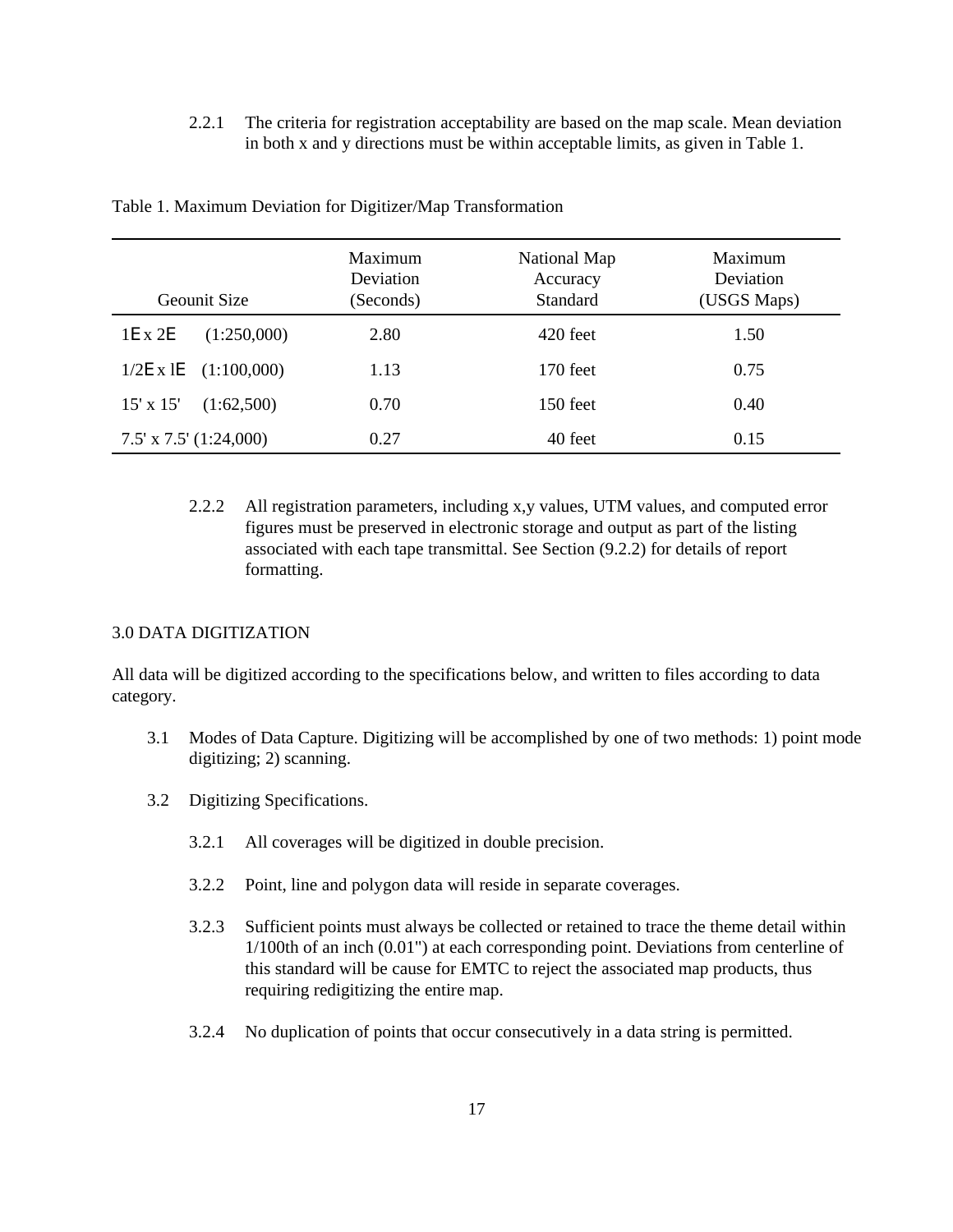2.2.1 The criteria for registration acceptability are based on the map scale. Mean deviation in both x and y directions must be within acceptable limits, as given in Table 1.

Table 1. Maximum Deviation for Digitizer/Map Transformation

| Geounit Size | Maximum Deviation (Seconds) | National Map Accuracy Standard | Maximum Deviation (USGS Maps) |
|---|---|---|---|
| 1E x 2E (1:250,000) | 2.80 | 420 feet | 1.50 |
| 1/2E x 1E (1:100,000) | 1.13 | 170 feet | 0.75 |
| 15' x 15' (1:62,500) | 0.70 | 150 feet | 0.40 |
| 7.5' x 7.5' (1:24,000) | 0.27 | 40 feet | 0.15 |

2.2.2 All registration parameters, including x,y values, UTM values, and computed error figures must be preserved in electronic storage and output as part of the listing associated with each tape transmittal. See Section (9.2.2) for details of report formatting.

## 3.0 DATA DIGITIZATION

All data will be digitized according to the specifications below, and written to files according to data category.

3.1 Modes of Data Capture. Digitizing will be accomplished by one of two methods: 1) point mode digitizing; 2) scanning.

3.2 Digitizing Specifications.

3.2.1 All coverages will be digitized in double precision.

3.2.2 Point, line and polygon data will reside in separate coverages.

3.2.3 Sufficient points must always be collected or retained to trace the theme detail within 1/100th of an inch (0.01") at each corresponding point. Deviations from centerline of this standard will be cause for EMTC to reject the associated map products, thus requiring redigitizing the entire map.

3.2.4 No duplication of points that occur consecutively in a data string is permitted.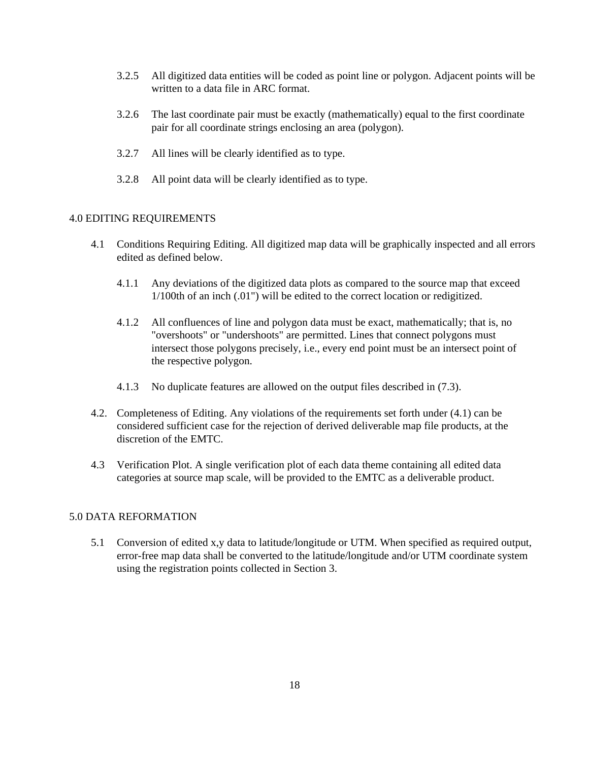3.2.5 All digitized data entities will be coded as point line or polygon. Adjacent points will be written to a data file in ARC format.

3.2.6 The last coordinate pair must be exactly (mathematically) equal to the first coordinate pair for all coordinate strings enclosing an area (polygon).

3.2.7 All lines will be clearly identified as to type.

3.2.8 All point data will be clearly identified as to type.

## 4.0 EDITING REQUIREMENTS

4.1 Conditions Requiring Editing. All digitized map data will be graphically inspected and all errors edited as defined below.

4.1.1 Any deviations of the digitized data plots as compared to the source map that exceed 1/100th of an inch (.01") will be edited to the correct location or redigitized.

4.1.2 All confluences of line and polygon data must be exact, mathematically; that is, no "overshoots" or "undershoots" are permitted. Lines that connect polygons must intersect those polygons precisely, i.e., every end point must be an intersect point of the respective polygon.

4.1.3 No duplicate features are allowed on the output files described in (7.3).

4.2. Completeness of Editing. Any violations of the requirements set forth under (4.1) can be considered sufficient case for the rejection of derived deliverable map file products, at the discretion of the EMTC.

4.3 Verification Plot. A single verification plot of each data theme containing all edited data categories at source map scale, will be provided to the EMTC as a deliverable product.

## 5.0 DATA REFORMATION

5.1 Conversion of edited x,y data to latitude/longitude or UTM. When specified as required output, error-free map data shall be converted to the latitude/longitude and/or UTM coordinate system using the registration points collected in Section 3.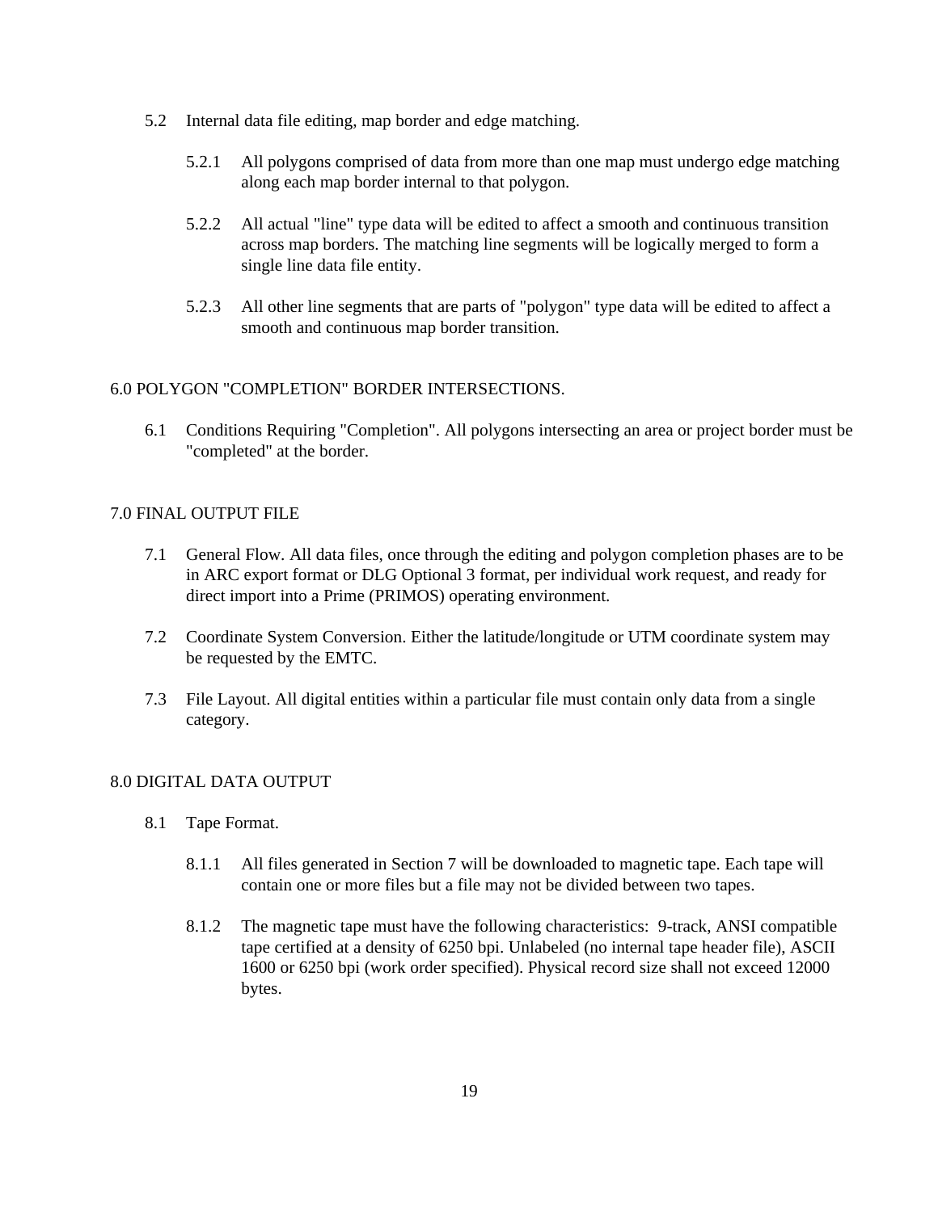5.2 Internal data file editing, map border and edge matching.

5.2.1 All polygons comprised of data from more than one map must undergo edge matching along each map border internal to that polygon.

5.2.2 All actual "line" type data will be edited to affect a smooth and continuous transition across map borders. The matching line segments will be logically merged to form a single line data file entity.

5.2.3 All other line segments that are parts of "polygon" type data will be edited to affect a smooth and continuous map border transition.

## 6.0 POLYGON "COMPLETION" BORDER INTERSECTIONS.

6.1 Conditions Requiring "Completion". All polygons intersecting an area or project border must be "completed" at the border.

## 7.0 FINAL OUTPUT FILE

7.1 General Flow. All data files, once through the editing and polygon completion phases are to be in ARC export format or DLG Optional 3 format, per individual work request, and ready for direct import into a Prime (PRIMOS) operating environment.

7.2 Coordinate System Conversion. Either the latitude/longitude or UTM coordinate system may be requested by the EMTC.

7.3 File Layout. All digital entities within a particular file must contain only data from a single category.

## 8.0 DIGITAL DATA OUTPUT

8.1 Tape Format.

8.1.1 All files generated in Section 7 will be downloaded to magnetic tape. Each tape will contain one or more files but a file may not be divided between two tapes.

8.1.2 The magnetic tape must have the following characteristics: 9-track, ANSI compatible tape certified at a density of 6250 bpi. Unlabeled (no internal tape header file), ASCII 1600 or 6250 bpi (work order specified). Physical record size shall not exceed 12000 bytes.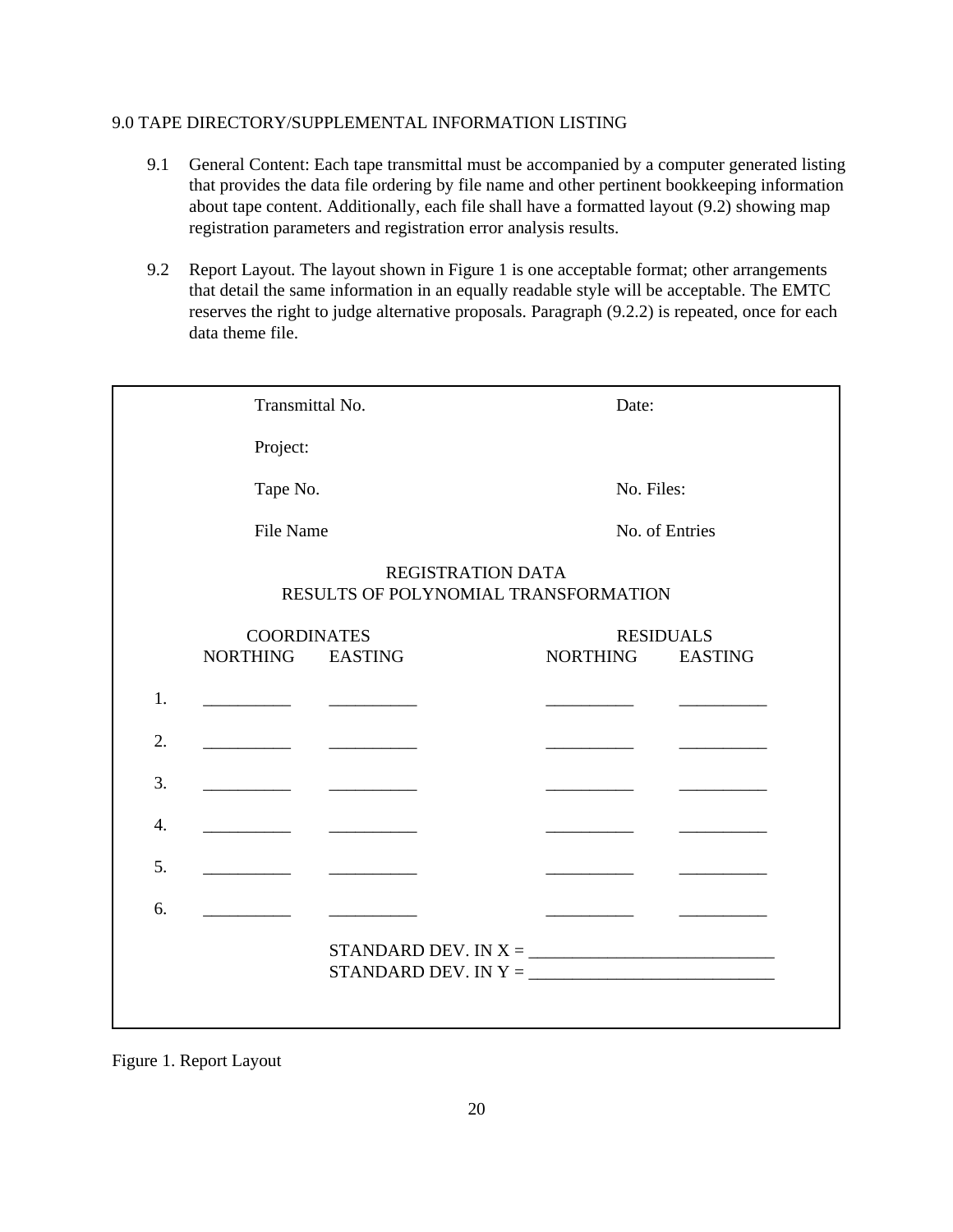## 9.0 TAPE DIRECTORY/SUPPLEMENTAL INFORMATION LISTING

9.1 General Content: Each tape transmittal must be accompanied by a computer generated listing that provides the data file ordering by file name and other pertinent bookkeeping information about tape content. Additionally, each file shall have a formatted layout (9.2) showing map registration parameters and registration error analysis results.

9.2 Report Layout. The layout shown in Figure 1 is one acceptable format; other arrangements that detail the same information in an equally readable style will be acceptable. The EMTC reserves the right to judge alternative proposals. Paragraph (9.2.2) is repeated, once for each data theme file.

Transmittal No. Date:

Project:

Tape No. No. Files:

File Name No. of Entries

REGISTRATION DATA
RESULTS OF POLYNOMIAL TRANSFORMATION

| | COORDINATES | | RESIDUALS | |
|---|---|---|---|---|
| | NORTHING | EASTING | NORTHING | EASTING |
| 1. | __________ | __________ | __________ | __________ |
| 2. | __________ | __________ | __________ | __________ |
| 3. | __________ | __________ | __________ | __________ |
| 4. | __________ | __________ | __________ | __________ |
| 5. | __________ | __________ | __________ | __________ |
| 6. | __________ | __________ | __________ | __________ |

STANDARD DEV. IN X = ____________________________
STANDARD DEV. IN Y = ____________________________

Figure 1. Report Layout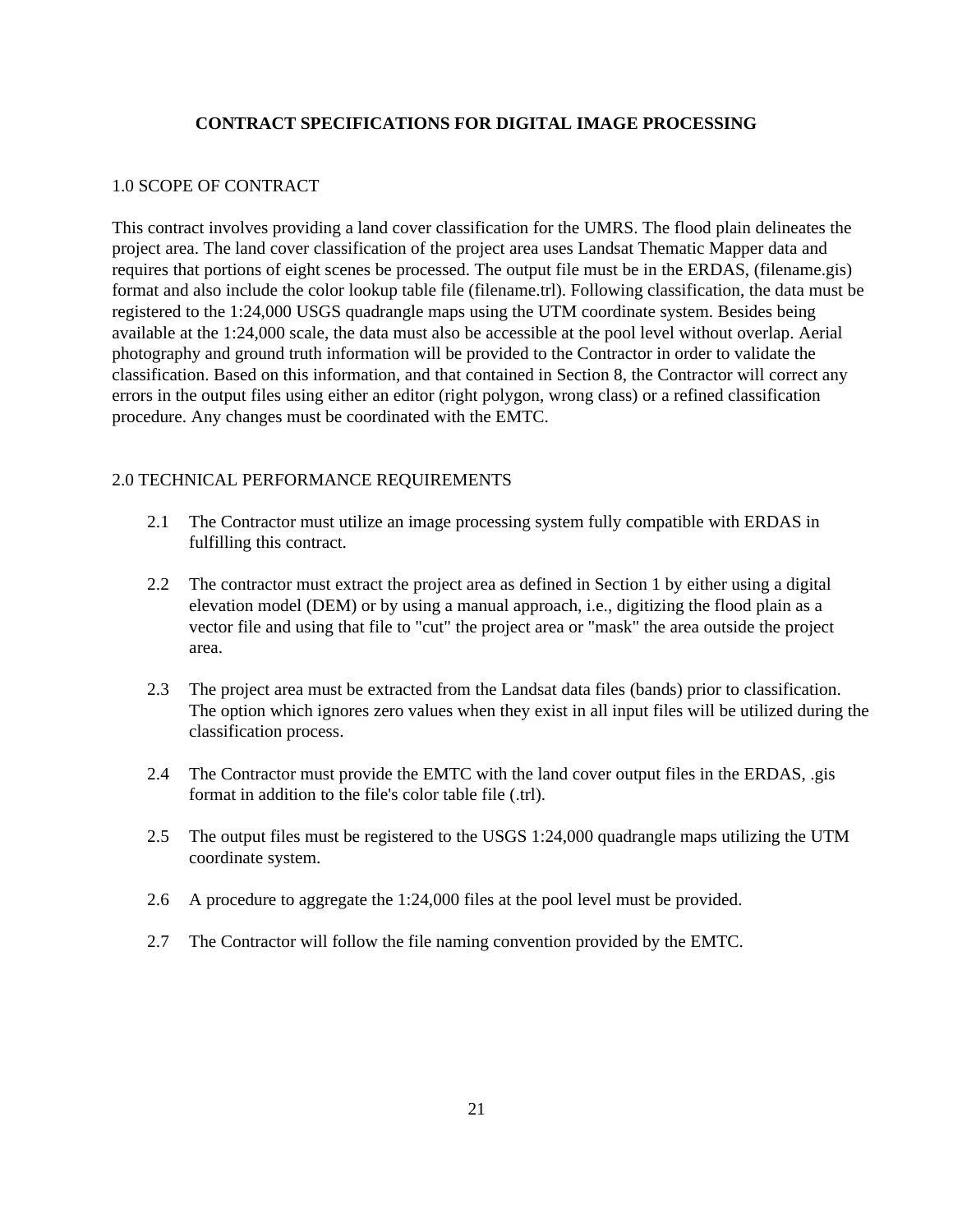## CONTRACT SPECIFICATIONS FOR DIGITAL IMAGE PROCESSING

### 1.0 SCOPE OF CONTRACT

This contract involves providing a land cover classification for the UMRS. The flood plain delineates the project area. The land cover classification of the project area uses Landsat Thematic Mapper data and requires that portions of eight scenes be processed. The output file must be in the ERDAS, (filename.gis) format and also include the color lookup table file (filename.trl). Following classification, the data must be registered to the 1:24,000 USGS quadrangle maps using the UTM coordinate system. Besides being available at the 1:24,000 scale, the data must also be accessible at the pool level without overlap. Aerial photography and ground truth information will be provided to the Contractor in order to validate the classification. Based on this information, and that contained in Section 8, the Contractor will correct any errors in the output files using either an editor (right polygon, wrong class) or a refined classification procedure. Any changes must be coordinated with the EMTC.

### 2.0 TECHNICAL PERFORMANCE REQUIREMENTS

2.1 The Contractor must utilize an image processing system fully compatible with ERDAS in fulfilling this contract.

2.2 The contractor must extract the project area as defined in Section 1 by either using a digital elevation model (DEM) or by using a manual approach, i.e., digitizing the flood plain as a vector file and using that file to "cut" the project area or "mask" the area outside the project area.

2.3 The project area must be extracted from the Landsat data files (bands) prior to classification. The option which ignores zero values when they exist in all input files will be utilized during the classification process.

2.4 The Contractor must provide the EMTC with the land cover output files in the ERDAS, .gis format in addition to the file's color table file (.trl).

2.5 The output files must be registered to the USGS 1:24,000 quadrangle maps utilizing the UTM coordinate system.

2.6 A procedure to aggregate the 1:24,000 files at the pool level must be provided.

2.7 The Contractor will follow the file naming convention provided by the EMTC.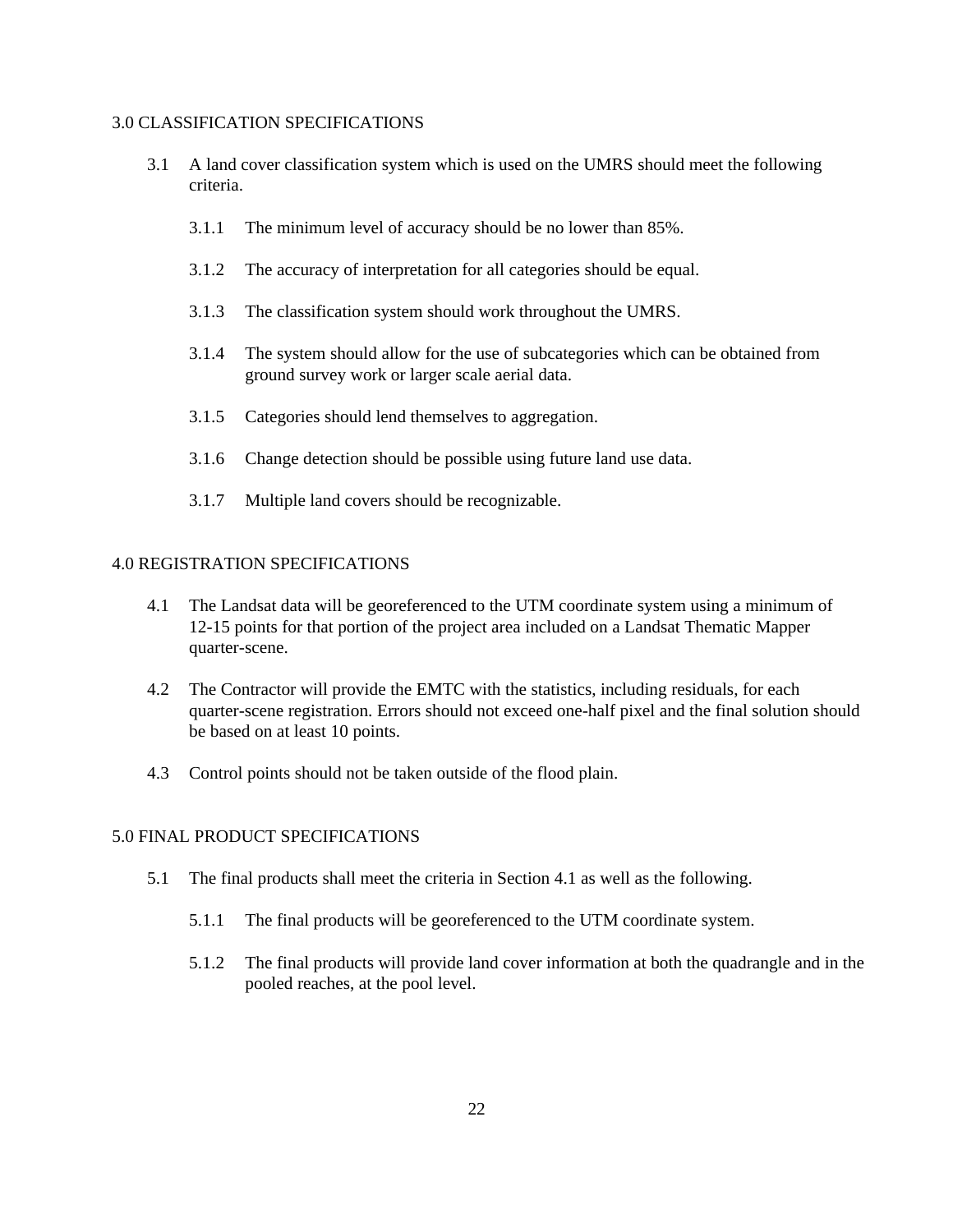## 3.0 CLASSIFICATION SPECIFICATIONS

3.1 A land cover classification system which is used on the UMRS should meet the following criteria.

3.1.1 The minimum level of accuracy should be no lower than 85%.

3.1.2 The accuracy of interpretation for all categories should be equal.

3.1.3 The classification system should work throughout the UMRS.

3.1.4 The system should allow for the use of subcategories which can be obtained from ground survey work or larger scale aerial data.

3.1.5 Categories should lend themselves to aggregation.

3.1.6 Change detection should be possible using future land use data.

3.1.7 Multiple land covers should be recognizable.

## 4.0 REGISTRATION SPECIFICATIONS

4.1 The Landsat data will be georeferenced to the UTM coordinate system using a minimum of 12-15 points for that portion of the project area included on a Landsat Thematic Mapper quarter-scene.

4.2 The Contractor will provide the EMTC with the statistics, including residuals, for each quarter-scene registration. Errors should not exceed one-half pixel and the final solution should be based on at least 10 points.

4.3 Control points should not be taken outside of the flood plain.

## 5.0 FINAL PRODUCT SPECIFICATIONS

5.1 The final products shall meet the criteria in Section 4.1 as well as the following.

5.1.1 The final products will be georeferenced to the UTM coordinate system.

5.1.2 The final products will provide land cover information at both the quadrangle and in the pooled reaches, at the pool level.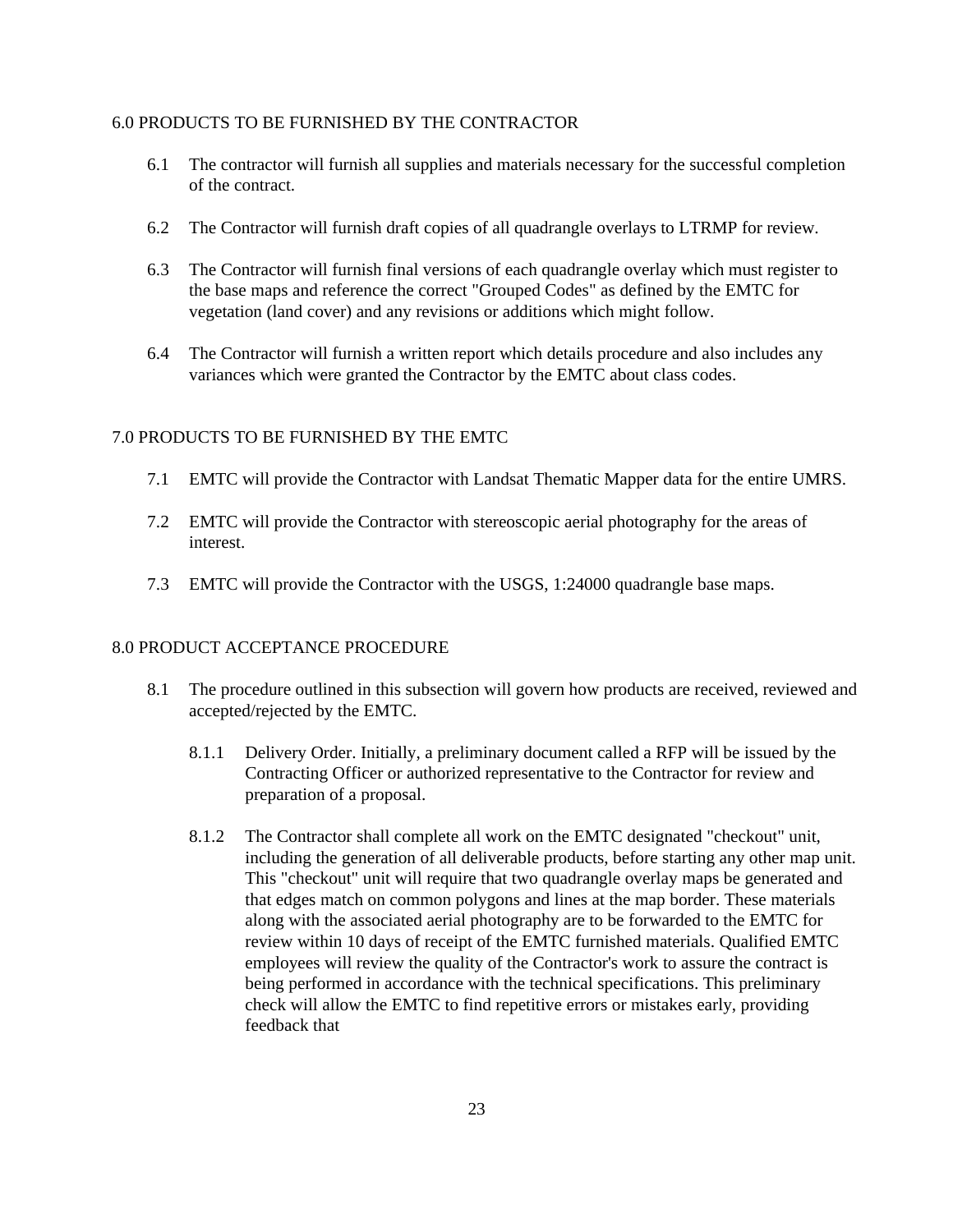## 6.0 PRODUCTS TO BE FURNISHED BY THE CONTRACTOR

6.1 The contractor will furnish all supplies and materials necessary for the successful completion of the contract.

6.2 The Contractor will furnish draft copies of all quadrangle overlays to LTRMP for review.

6.3 The Contractor will furnish final versions of each quadrangle overlay which must register to the base maps and reference the correct "Grouped Codes" as defined by the EMTC for vegetation (land cover) and any revisions or additions which might follow.

6.4 The Contractor will furnish a written report which details procedure and also includes any variances which were granted the Contractor by the EMTC about class codes.

## 7.0 PRODUCTS TO BE FURNISHED BY THE EMTC

7.1 EMTC will provide the Contractor with Landsat Thematic Mapper data for the entire UMRS.

7.2 EMTC will provide the Contractor with stereoscopic aerial photography for the areas of interest.

7.3 EMTC will provide the Contractor with the USGS, 1:24000 quadrangle base maps.

## 8.0 PRODUCT ACCEPTANCE PROCEDURE

8.1 The procedure outlined in this subsection will govern how products are received, reviewed and accepted/rejected by the EMTC.

8.1.1 Delivery Order. Initially, a preliminary document called a RFP will be issued by the Contracting Officer or authorized representative to the Contractor for review and preparation of a proposal.

8.1.2 The Contractor shall complete all work on the EMTC designated "checkout" unit, including the generation of all deliverable products, before starting any other map unit. This "checkout" unit will require that two quadrangle overlay maps be generated and that edges match on common polygons and lines at the map border. These materials along with the associated aerial photography are to be forwarded to the EMTC for review within 10 days of receipt of the EMTC furnished materials. Qualified EMTC employees will review the quality of the Contractor's work to assure the contract is being performed in accordance with the technical specifications. This preliminary check will allow the EMTC to find repetitive errors or mistakes early, providing feedback that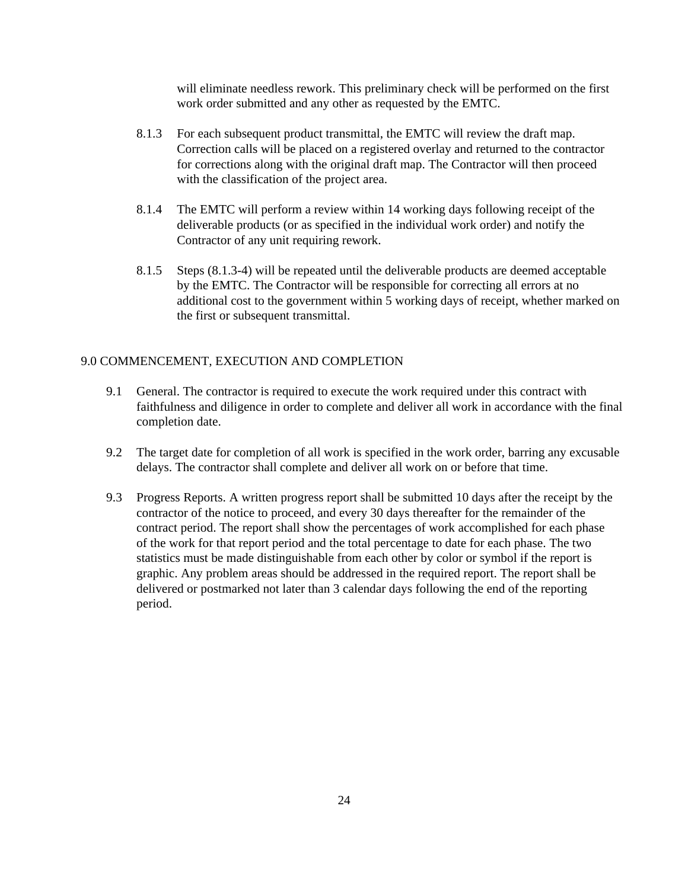will eliminate needless rework. This preliminary check will be performed on the first work order submitted and any other as requested by the EMTC.

8.1.3 For each subsequent product transmittal, the EMTC will review the draft map. Correction calls will be placed on a registered overlay and returned to the contractor for corrections along with the original draft map. The Contractor will then proceed with the classification of the project area.

8.1.4 The EMTC will perform a review within 14 working days following receipt of the deliverable products (or as specified in the individual work order) and notify the Contractor of any unit requiring rework.

8.1.5 Steps (8.1.3-4) will be repeated until the deliverable products are deemed acceptable by the EMTC. The Contractor will be responsible for correcting all errors at no additional cost to the government within 5 working days of receipt, whether marked on the first or subsequent transmittal.

## 9.0 COMMENCEMENT, EXECUTION AND COMPLETION

9.1 General. The contractor is required to execute the work required under this contract with faithfulness and diligence in order to complete and deliver all work in accordance with the final completion date.

9.2 The target date for completion of all work is specified in the work order, barring any excusable delays. The contractor shall complete and deliver all work on or before that time.

9.3 Progress Reports. A written progress report shall be submitted 10 days after the receipt by the contractor of the notice to proceed, and every 30 days thereafter for the remainder of the contract period. The report shall show the percentages of work accomplished for each phase of the work for that report period and the total percentage to date for each phase. The two statistics must be made distinguishable from each other by color or symbol if the report is graphic. Any problem areas should be addressed in the required report. The report shall be delivered or postmarked not later than 3 calendar days following the end of the reporting period.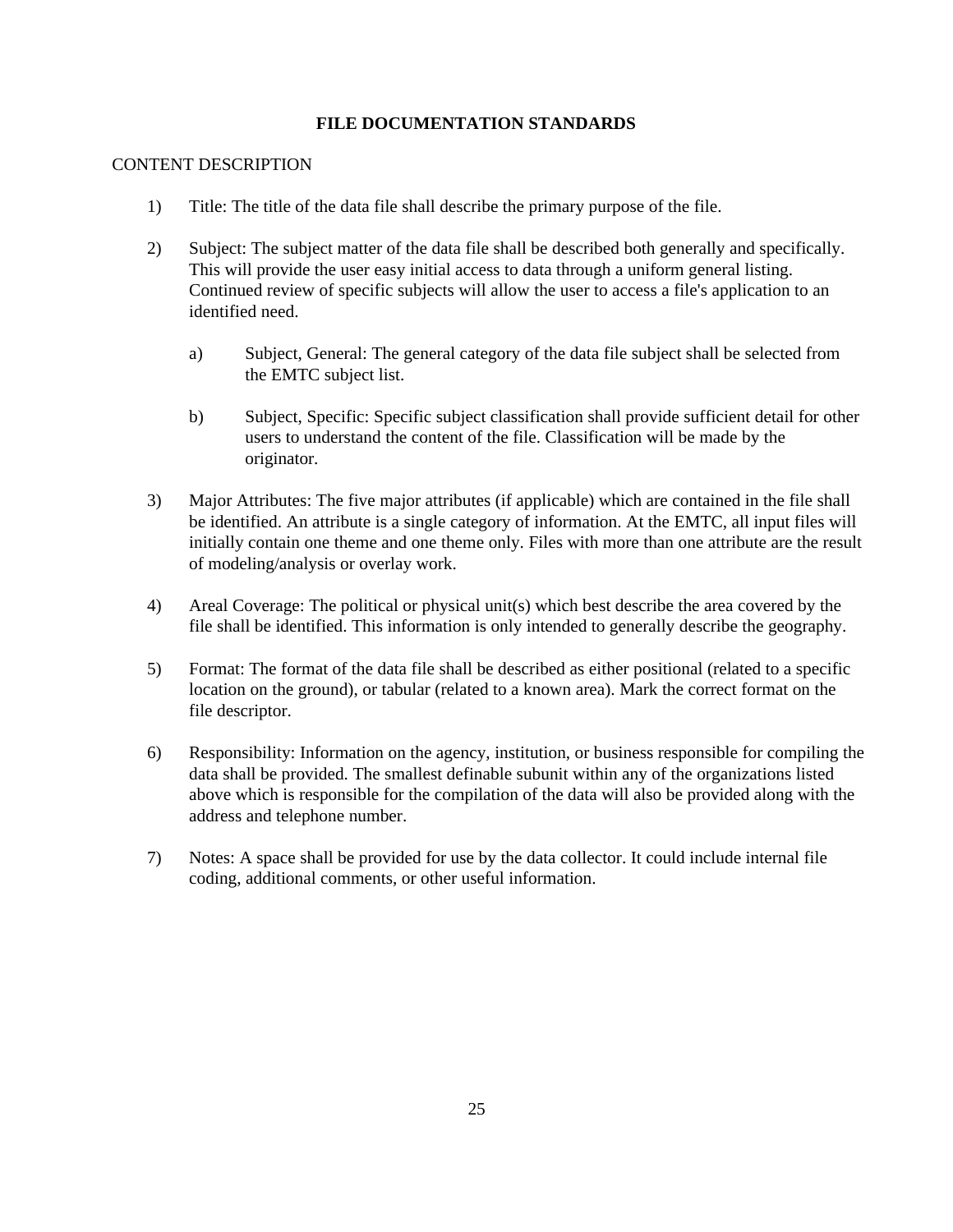## FILE DOCUMENTATION STANDARDS

CONTENT DESCRIPTION

1) Title: The title of the data file shall describe the primary purpose of the file.

2) Subject: The subject matter of the data file shall be described both generally and specifically. This will provide the user easy initial access to data through a uniform general listing. Continued review of specific subjects will allow the user to access a file's application to an identified need.

   a) Subject, General: The general category of the data file subject shall be selected from the EMTC subject list.

   b) Subject, Specific: Specific subject classification shall provide sufficient detail for other users to understand the content of the file. Classification will be made by the originator.

3) Major Attributes: The five major attributes (if applicable) which are contained in the file shall be identified. An attribute is a single category of information. At the EMTC, all input files will initially contain one theme and one theme only. Files with more than one attribute are the result of modeling/analysis or overlay work.

4) Areal Coverage: The political or physical unit(s) which best describe the area covered by the file shall be identified. This information is only intended to generally describe the geography.

5) Format: The format of the data file shall be described as either positional (related to a specific location on the ground), or tabular (related to a known area). Mark the correct format on the file descriptor.

6) Responsibility: Information on the agency, institution, or business responsible for compiling the data shall be provided. The smallest definable subunit within any of the organizations listed above which is responsible for the compilation of the data will also be provided along with the address and telephone number.

7) Notes: A space shall be provided for use by the data collector. It could include internal file coding, additional comments, or other useful information.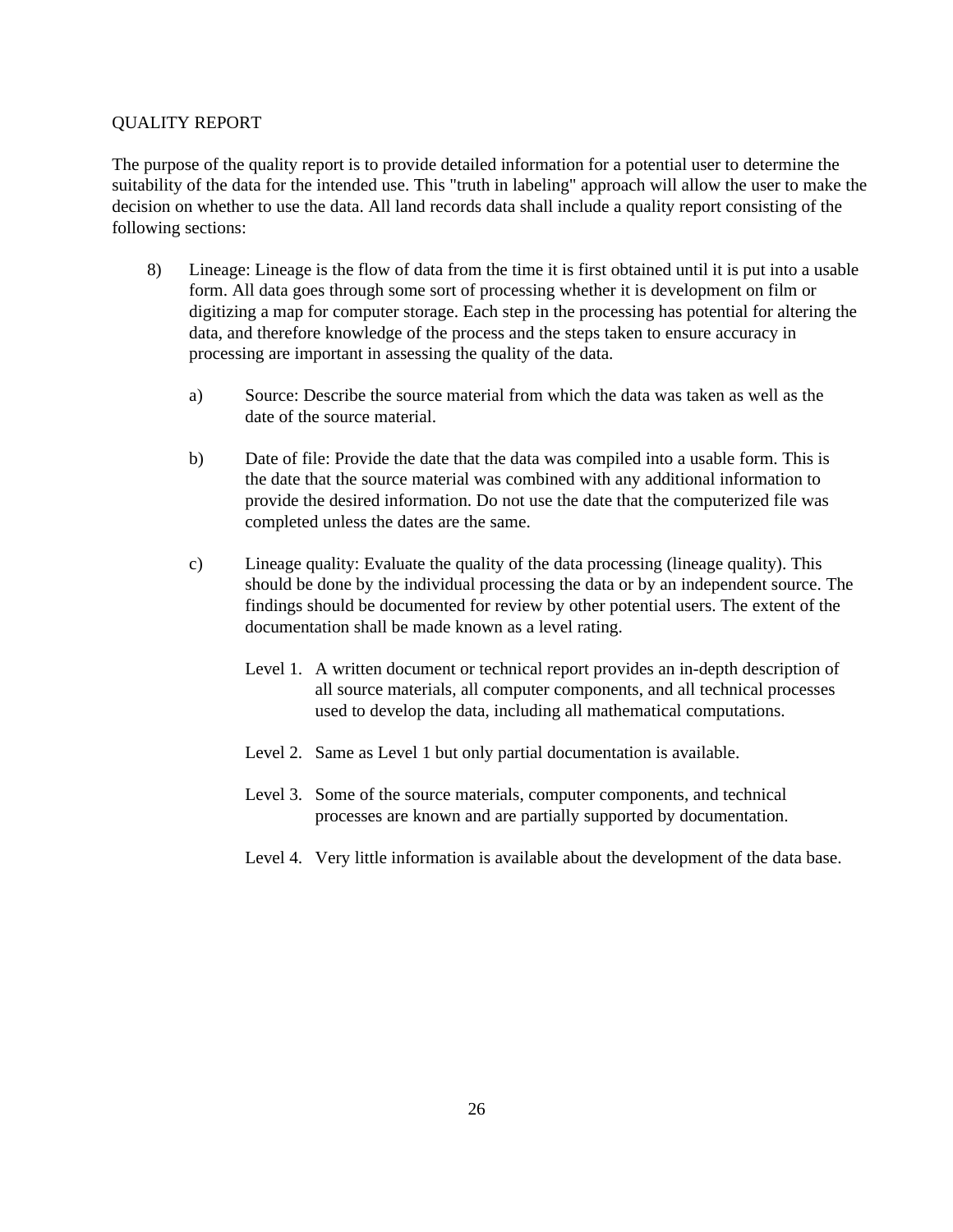QUALITY REPORT

The purpose of the quality report is to provide detailed information for a potential user to determine the suitability of the data for the intended use. This "truth in labeling" approach will allow the user to make the decision on whether to use the data. All land records data shall include a quality report consisting of the following sections:

8) Lineage: Lineage is the flow of data from the time it is first obtained until it is put into a usable form. All data goes through some sort of processing whether it is development on film or digitizing a map for computer storage. Each step in the processing has potential for altering the data, and therefore knowledge of the process and the steps taken to ensure accuracy in processing are important in assessing the quality of the data.

    a) Source: Describe the source material from which the data was taken as well as the date of the source material.

    b) Date of file: Provide the date that the data was compiled into a usable form. This is the date that the source material was combined with any additional information to provide the desired information. Do not use the date that the computerized file was completed unless the dates are the same.

    c) Lineage quality: Evaluate the quality of the data processing (lineage quality). This should be done by the individual processing the data or by an independent source. The findings should be documented for review by other potential users. The extent of the documentation shall be made known as a level rating.

        Level 1. A written document or technical report provides an in-depth description of all source materials, all computer components, and all technical processes used to develop the data, including all mathematical computations.

        Level 2. Same as Level 1 but only partial documentation is available.

        Level 3. Some of the source materials, computer components, and technical processes are known and are partially supported by documentation.

        Level 4. Very little information is available about the development of the data base.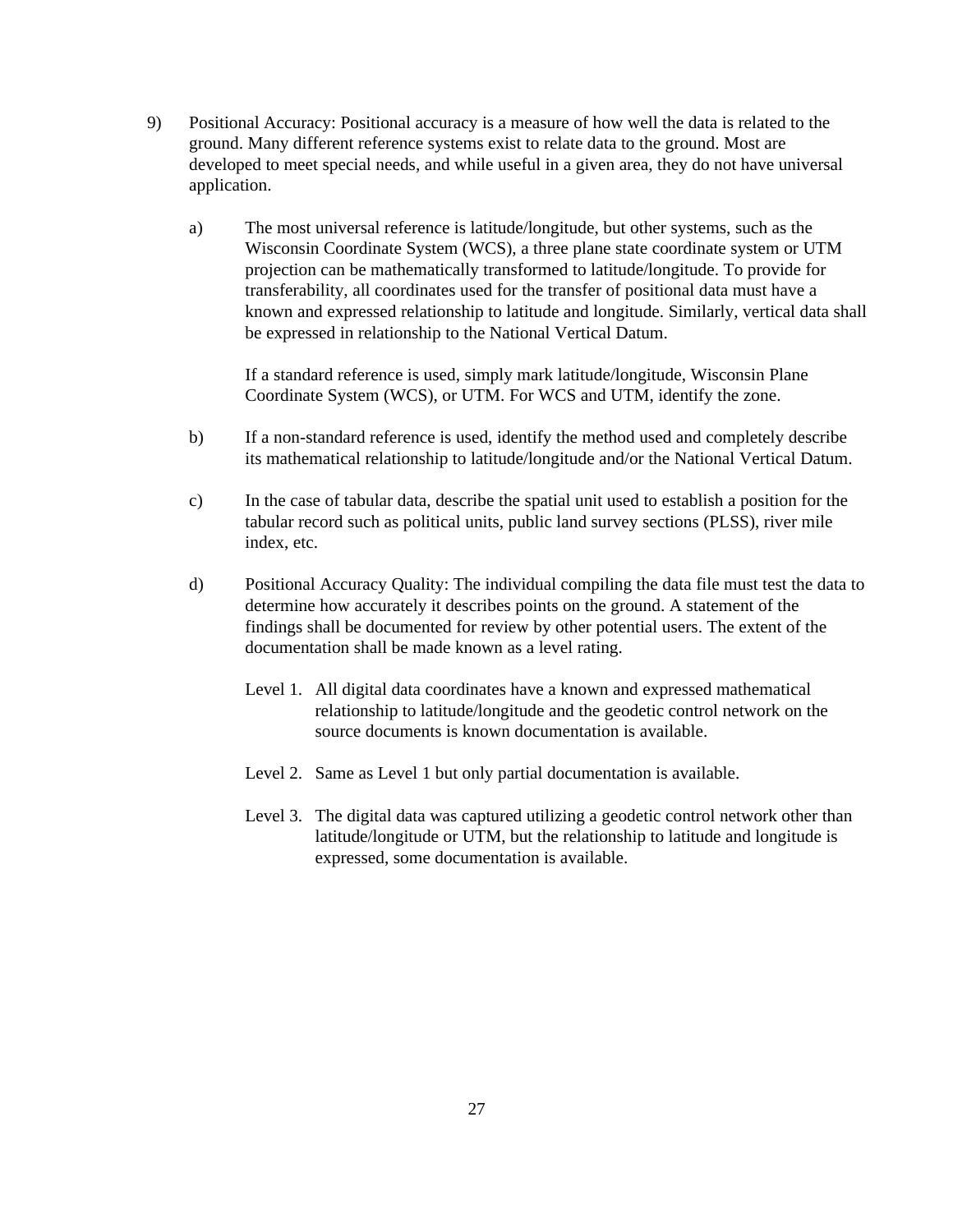9) Positional Accuracy: Positional accuracy is a measure of how well the data is related to the ground. Many different reference systems exist to relate data to the ground. Most are developed to meet special needs, and while useful in a given area, they do not have universal application.

   a) The most universal reference is latitude/longitude, but other systems, such as the Wisconsin Coordinate System (WCS), a three plane state coordinate system or UTM projection can be mathematically transformed to latitude/longitude. To provide for transferability, all coordinates used for the transfer of positional data must have a known and expressed relationship to latitude and longitude. Similarly, vertical data shall be expressed in relationship to the National Vertical Datum.

      If a standard reference is used, simply mark latitude/longitude, Wisconsin Plane Coordinate System (WCS), or UTM. For WCS and UTM, identify the zone.

   b) If a non-standard reference is used, identify the method used and completely describe its mathematical relationship to latitude/longitude and/or the National Vertical Datum.

   c) In the case of tabular data, describe the spatial unit used to establish a position for the tabular record such as political units, public land survey sections (PLSS), river mile index, etc.

   d) Positional Accuracy Quality: The individual compiling the data file must test the data to determine how accurately it describes points on the ground. A statement of the findings shall be documented for review by other potential users. The extent of the documentation shall be made known as a level rating.

      Level 1. All digital data coordinates have a known and expressed mathematical relationship to latitude/longitude and the geodetic control network on the source documents is known documentation is available.

      Level 2. Same as Level 1 but only partial documentation is available.

      Level 3. The digital data was captured utilizing a geodetic control network other than latitude/longitude or UTM, but the relationship to latitude and longitude is expressed, some documentation is available.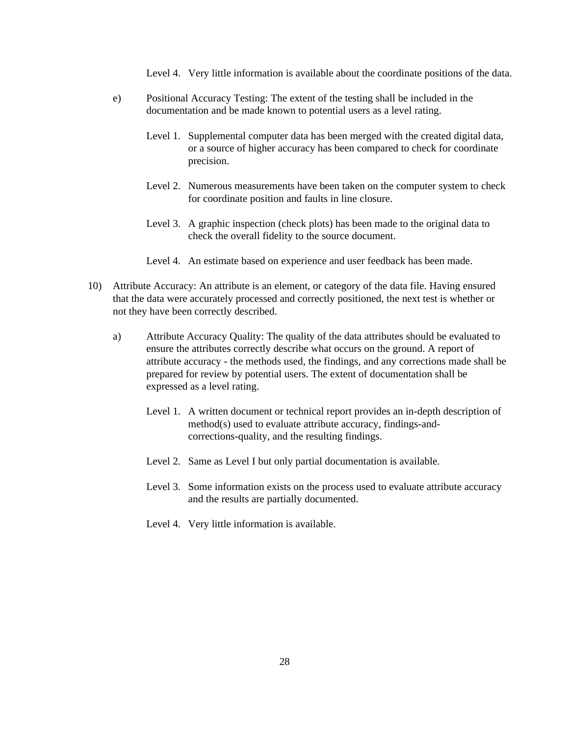Level 4. Very little information is available about the coordinate positions of the data.

e) Positional Accuracy Testing: The extent of the testing shall be included in the documentation and be made known to potential users as a level rating.

Level 1. Supplemental computer data has been merged with the created digital data, or a source of higher accuracy has been compared to check for coordinate precision.

Level 2. Numerous measurements have been taken on the computer system to check for coordinate position and faults in line closure.

Level 3. A graphic inspection (check plots) has been made to the original data to check the overall fidelity to the source document.

Level 4. An estimate based on experience and user feedback has been made.

10) Attribute Accuracy: An attribute is an element, or category of the data file. Having ensured that the data were accurately processed and correctly positioned, the next test is whether or not they have been correctly described.

a) Attribute Accuracy Quality: The quality of the data attributes should be evaluated to ensure the attributes correctly describe what occurs on the ground. A report of attribute accuracy - the methods used, the findings, and any corrections made shall be prepared for review by potential users. The extent of documentation shall be expressed as a level rating.

Level 1. A written document or technical report provides an in-depth description of method(s) used to evaluate attribute accuracy, findings-and-corrections-quality, and the resulting findings.

Level 2. Same as Level I but only partial documentation is available.

Level 3. Some information exists on the process used to evaluate attribute accuracy and the results are partially documented.

Level 4. Very little information is available.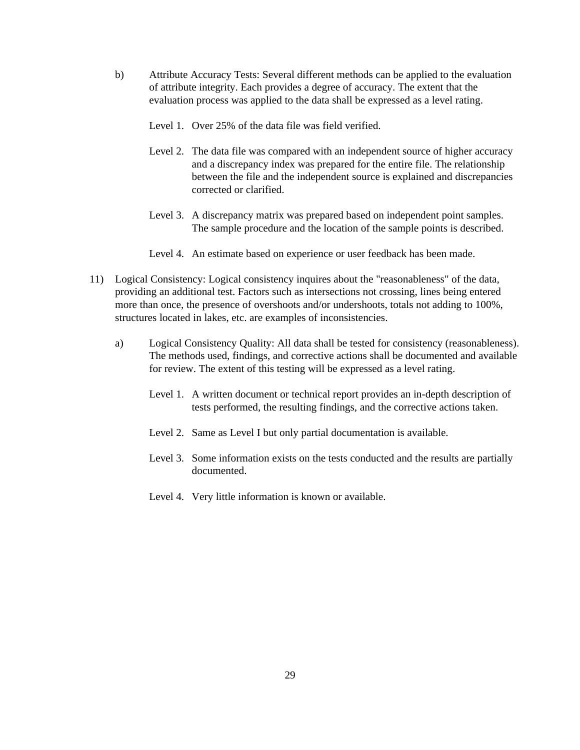b) Attribute Accuracy Tests: Several different methods can be applied to the evaluation of attribute integrity. Each provides a degree of accuracy. The extent that the evaluation process was applied to the data shall be expressed as a level rating.

Level 1. Over 25% of the data file was field verified.

Level 2. The data file was compared with an independent source of higher accuracy and a discrepancy index was prepared for the entire file. The relationship between the file and the independent source is explained and discrepancies corrected or clarified.

Level 3. A discrepancy matrix was prepared based on independent point samples. The sample procedure and the location of the sample points is described.

Level 4. An estimate based on experience or user feedback has been made.

11) Logical Consistency: Logical consistency inquires about the "reasonableness" of the data, providing an additional test. Factors such as intersections not crossing, lines being entered more than once, the presence of overshoots and/or undershoots, totals not adding to 100%, structures located in lakes, etc. are examples of inconsistencies.

a) Logical Consistency Quality: All data shall be tested for consistency (reasonableness). The methods used, findings, and corrective actions shall be documented and available for review. The extent of this testing will be expressed as a level rating.

Level 1. A written document or technical report provides an in-depth description of tests performed, the resulting findings, and the corrective actions taken.

Level 2. Same as Level I but only partial documentation is available.

Level 3. Some information exists on the tests conducted and the results are partially documented.

Level 4. Very little information is known or available.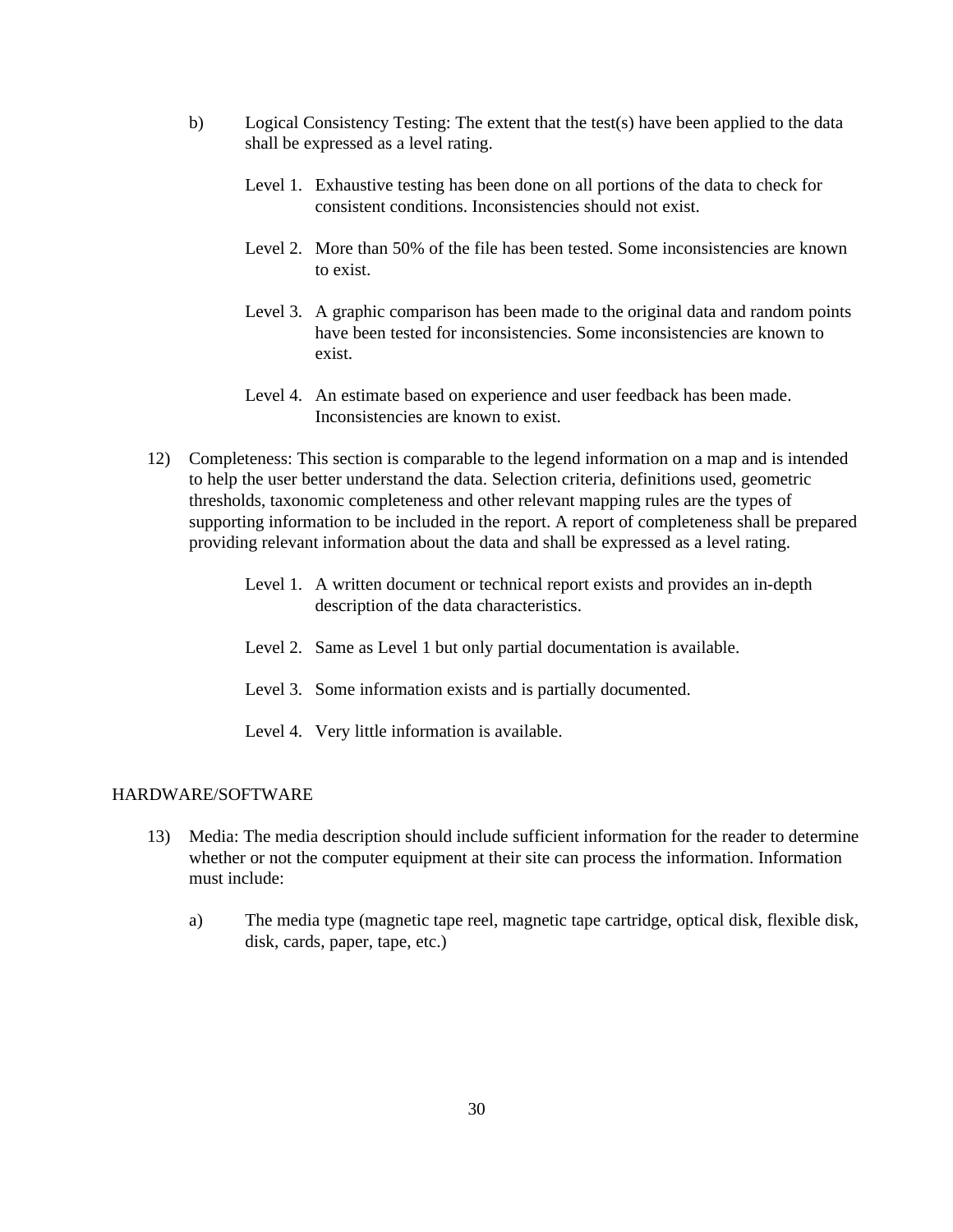b) Logical Consistency Testing: The extent that the test(s) have been applied to the data shall be expressed as a level rating.

Level 1. Exhaustive testing has been done on all portions of the data to check for consistent conditions. Inconsistencies should not exist.

Level 2. More than 50% of the file has been tested. Some inconsistencies are known to exist.

Level 3. A graphic comparison has been made to the original data and random points have been tested for inconsistencies. Some inconsistencies are known to exist.

Level 4. An estimate based on experience and user feedback has been made. Inconsistencies are known to exist.

12) Completeness: This section is comparable to the legend information on a map and is intended to help the user better understand the data. Selection criteria, definitions used, geometric thresholds, taxonomic completeness and other relevant mapping rules are the types of supporting information to be included in the report. A report of completeness shall be prepared providing relevant information about the data and shall be expressed as a level rating.

Level 1. A written document or technical report exists and provides an in-depth description of the data characteristics.

Level 2. Same as Level 1 but only partial documentation is available.

Level 3. Some information exists and is partially documented.

Level 4. Very little information is available.

HARDWARE/SOFTWARE

13) Media: The media description should include sufficient information for the reader to determine whether or not the computer equipment at their site can process the information. Information must include:

a) The media type (magnetic tape reel, magnetic tape cartridge, optical disk, flexible disk, disk, cards, paper, tape, etc.)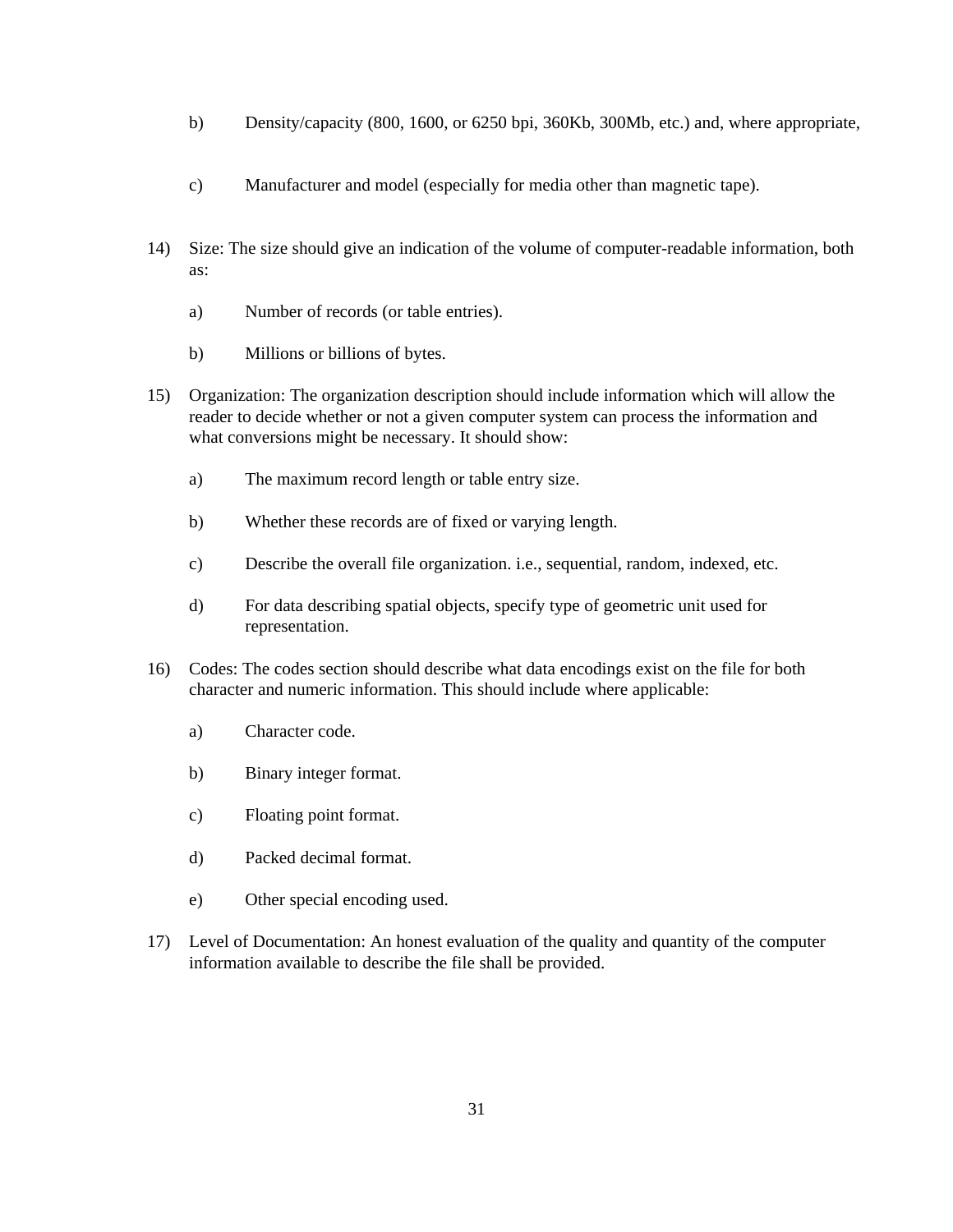b) Density/capacity (800, 1600, or 6250 bpi, 360Kb, 300Mb, etc.) and, where appropriate,

   c) Manufacturer and model (especially for media other than magnetic tape).

14) Size: The size should give an indication of the volume of computer-readable information, both as:

   a) Number of records (or table entries).

   b) Millions or billions of bytes.

15) Organization: The organization description should include information which will allow the reader to decide whether or not a given computer system can process the information and what conversions might be necessary. It should show:

   a) The maximum record length or table entry size.

   b) Whether these records are of fixed or varying length.

   c) Describe the overall file organization. i.e., sequential, random, indexed, etc.

   d) For data describing spatial objects, specify type of geometric unit used for representation.

16) Codes: The codes section should describe what data encodings exist on the file for both character and numeric information. This should include where applicable:

   a) Character code.

   b) Binary integer format.

   c) Floating point format.

   d) Packed decimal format.

   e) Other special encoding used.

17) Level of Documentation: An honest evaluation of the quality and quantity of the computer information available to describe the file shall be provided.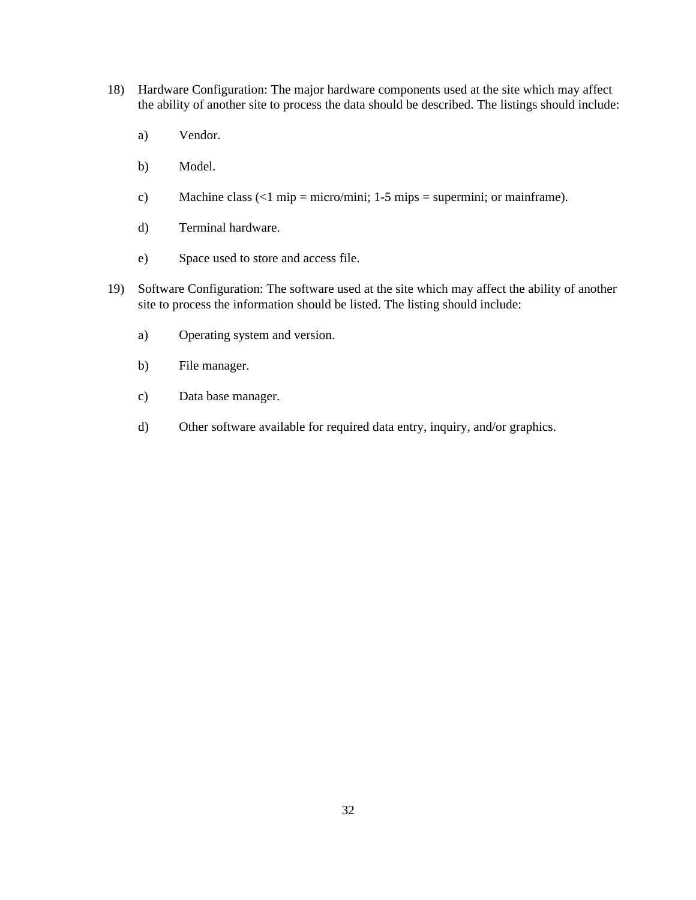18) Hardware Configuration: The major hardware components used at the site which may affect the ability of another site to process the data should be described. The listings should include:

    a) Vendor.

    b) Model.

    c) Machine class (<1 mip = micro/mini; 1-5 mips = supermini; or mainframe).

    d) Terminal hardware.

    e) Space used to store and access file.

19) Software Configuration: The software used at the site which may affect the ability of another site to process the information should be listed. The listing should include:

    a) Operating system and version.

    b) File manager.

    c) Data base manager.

    d) Other software available for required data entry, inquiry, and/or graphics.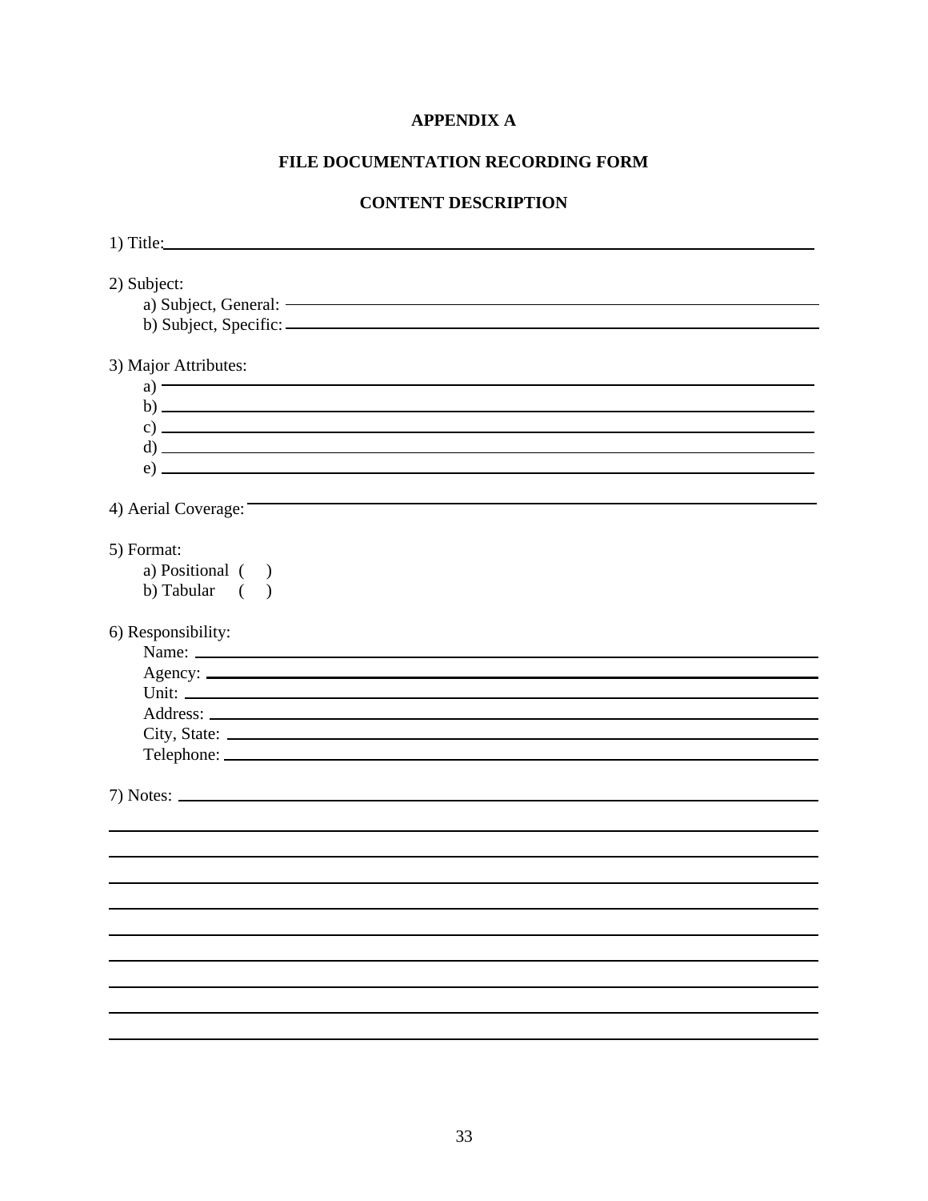# APPENDIX A

## FILE DOCUMENTATION RECORDING FORM

## CONTENT DESCRIPTION

1) Title: ______________________________________________

2) Subject:
   - a) Subject, General: ______________________________________________
   - b) Subject, Specific: ______________________________________________

3) Major Attributes:
   - a) ______________________________________________
   - b) ______________________________________________
   - c) ______________________________________________
   - d) ______________________________________________
   - e) ______________________________________________

4) Aerial Coverage: ______________________________________________

5) Format:
   - a) Positional ( )
   - b) Tabular ( )

6) Responsibility:
   - Name: ______________________________________________
   - Agency: ______________________________________________
   - Unit: ______________________________________________
   - Address: ______________________________________________
   - City, State: ______________________________________________
   - Telephone: ______________________________________________

7) Notes: ______________________________________________

______________________________________________

______________________________________________

______________________________________________

______________________________________________

______________________________________________

______________________________________________

______________________________________________

______________________________________________

______________________________________________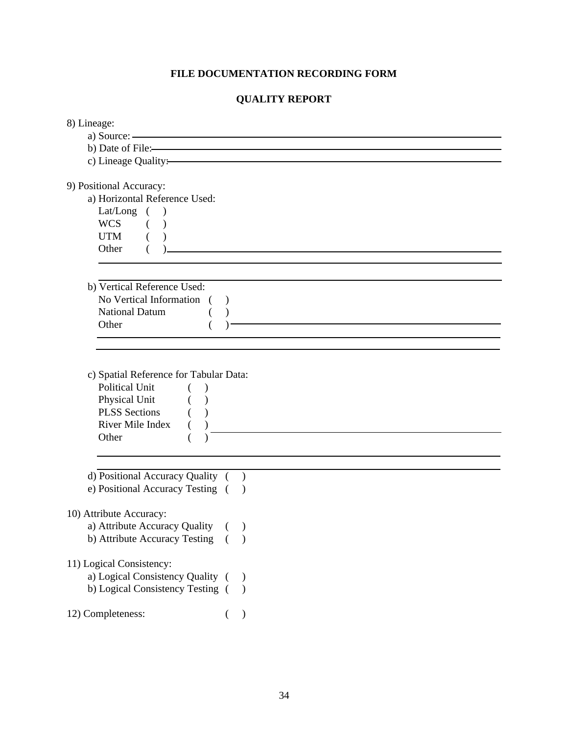# FILE DOCUMENTATION RECORDING FORM

## QUALITY REPORT

8) Lineage:

- a) Source: ______________________________
- b) Date of File: ______________________________
- c) Lineage Quality: ______________________________

9) Positional Accuracy:

- a) Horizontal Reference Used:
  - Lat/Long ( )
  - WCS ( )
  - UTM ( )
  - Other ( ) ______________________________

______________________________

______________________________

- b) Vertical Reference Used:
  - No Vertical Information ( )
  - National Datum ( )
  - Other ( ) ______________________________

______________________________

______________________________

- c) Spatial Reference for Tabular Data:
  - Political Unit ( )
  - Physical Unit ( )
  - PLSS Sections ( )
  - River Mile Index ( )
  - Other ( ) ______________________________

______________________________

______________________________

- d) Positional Accuracy Quality ( )
- e) Positional Accuracy Testing ( )

10) Attribute Accuracy:

- a) Attribute Accuracy Quality ( )
- b) Attribute Accuracy Testing ( )

11) Logical Consistency:

- a) Logical Consistency Quality ( )
- b) Logical Consistency Testing ( )

12) Completeness: ( )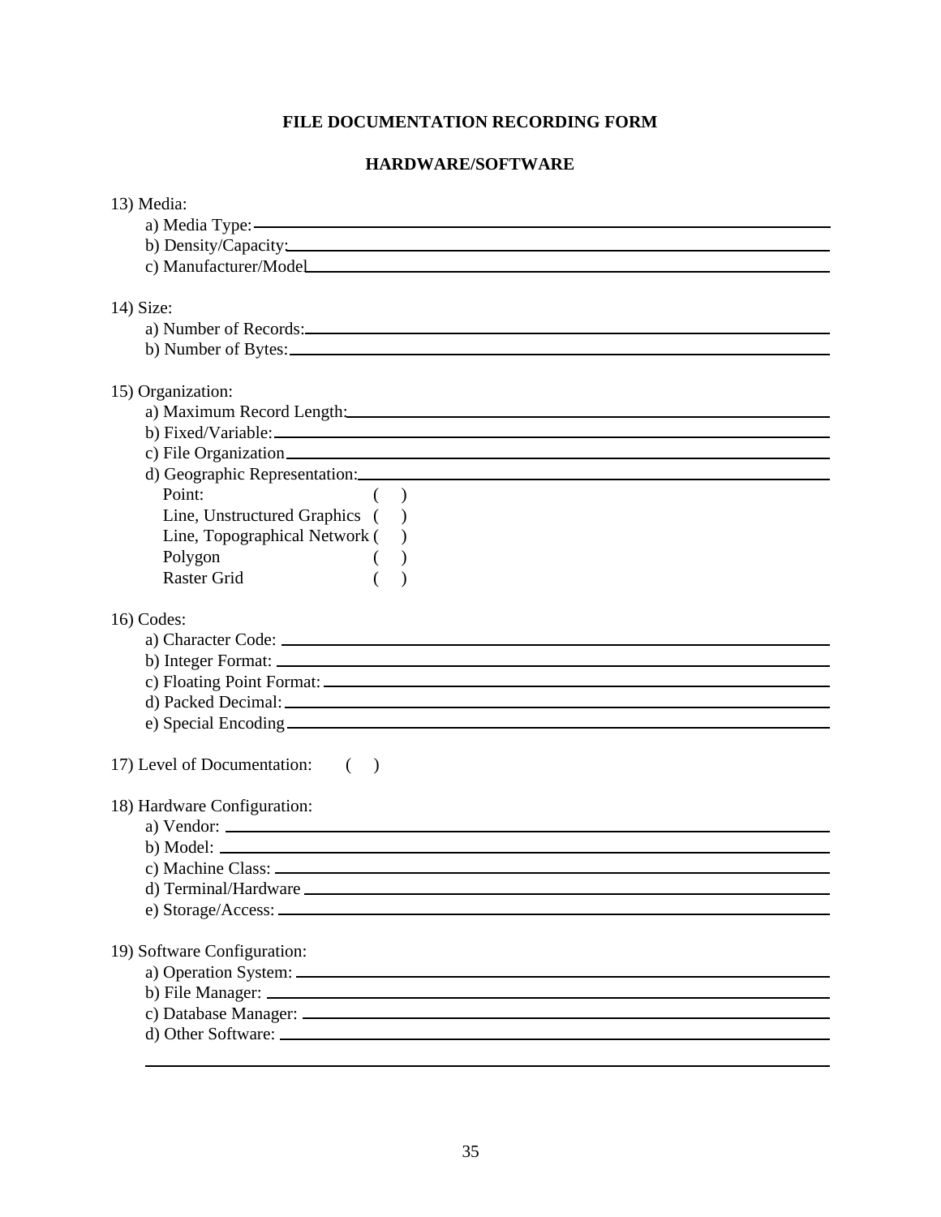# FILE DOCUMENTATION RECORDING FORM

## HARDWARE/SOFTWARE

13) Media:
   a) Media Type: ____________________
   b) Density/Capacity: ____________________
   c) Manufacturer/Model ____________________

14) Size:
   a) Number of Records: ____________________
   b) Number of Bytes: ____________________

15) Organization:
   a) Maximum Record Length: ____________________
   b) Fixed/Variable: ____________________
   c) File Organization ____________________
   d) Geographic Representation: ____________________
      Point: ( )
      Line, Unstructured Graphics ( )
      Line, Topographical Network ( )
      Polygon ( )
      Raster Grid ( )

16) Codes:
   a) Character Code: ____________________
   b) Integer Format: ____________________
   c) Floating Point Format: ____________________
   d) Packed Decimal: ____________________
   e) Special Encoding ____________________

17) Level of Documentation: ( )

18) Hardware Configuration:
   a) Vendor: ____________________
   b) Model: ____________________
   c) Machine Class: ____________________
   d) Terminal/Hardware ____________________
   e) Storage/Access: ____________________

19) Software Configuration:
   a) Operation System: ____________________
   b) File Manager: ____________________
   c) Database Manager: ____________________
   d) Other Software: ____________________

____________________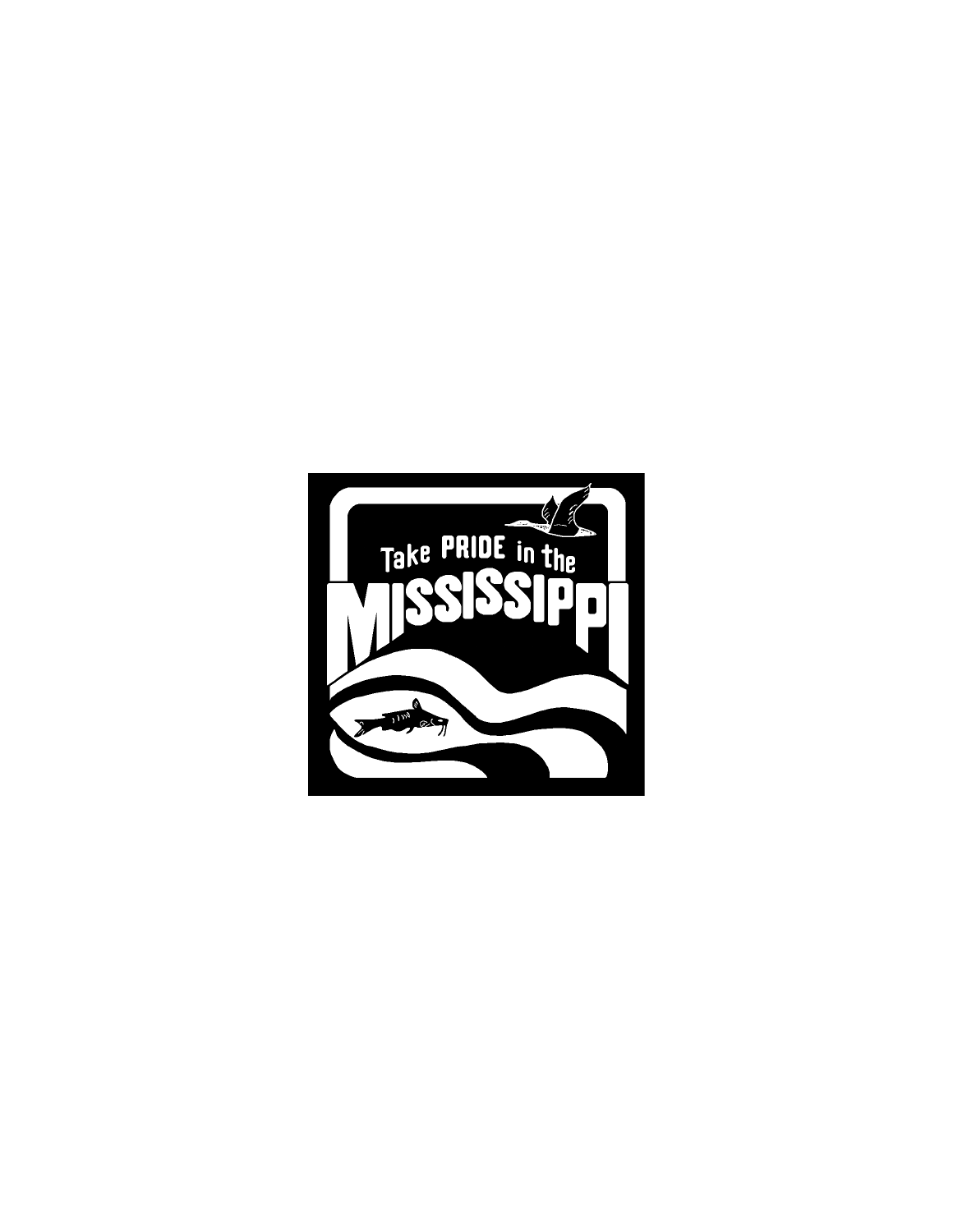Take PRIDE in the

MISSISSIPPI